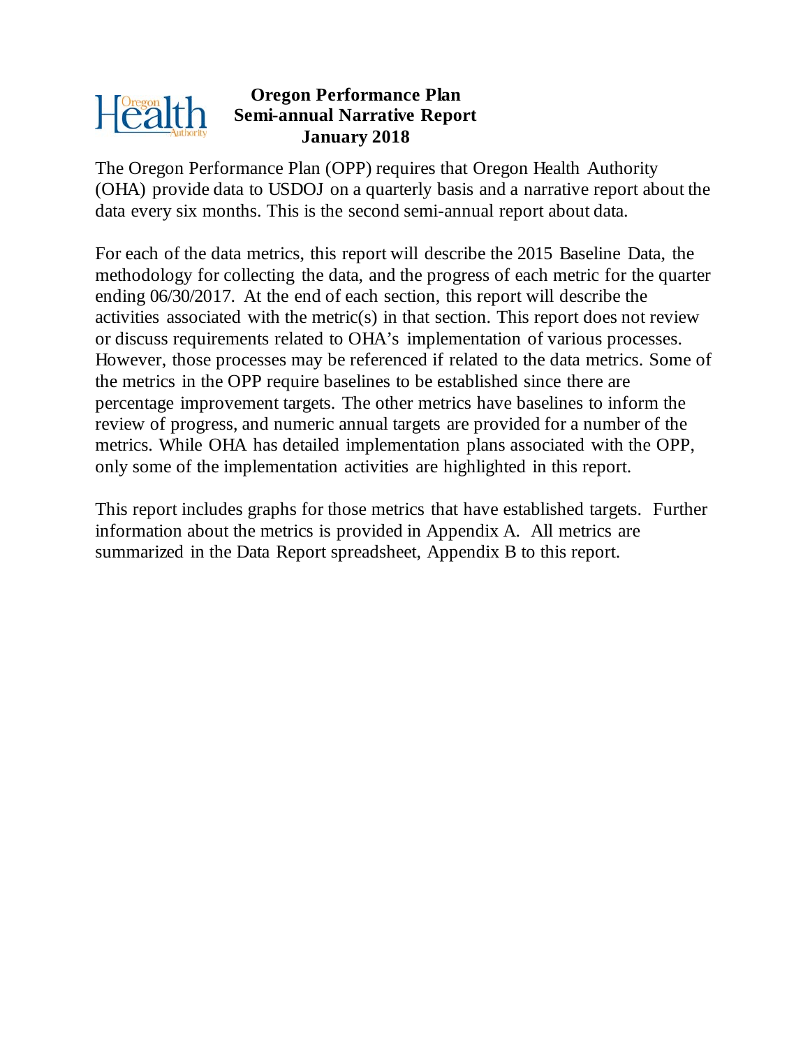# Oregon Performance Plan
## Semi-annual Narrative Report
## January 2018

The Oregon Performance Plan (OPP) requires that Oregon Health Authority (OHA) provide data to USDOJ on a quarterly basis and a narrative report about the data every six months. This is the second semi-annual report about data.

For each of the data metrics, this report will describe the 2015 Baseline Data, the methodology for collecting the data, and the progress of each metric for the quarter ending 06/30/2017. At the end of each section, this report will describe the activities associated with the metric(s) in that section. This report does not review or discuss requirements related to OHA's implementation of various processes. However, those processes may be referenced if related to the data metrics. Some of the metrics in the OPP require baselines to be established since there are percentage improvement targets. The other metrics have baselines to inform the review of progress, and numeric annual targets are provided for a number of the metrics. While OHA has detailed implementation plans associated with the OPP, only some of the implementation activities are highlighted in this report.

This report includes graphs for those metrics that have established targets. Further information about the metrics is provided in Appendix A. All metrics are summarized in the Data Report spreadsheet, Appendix B to this report.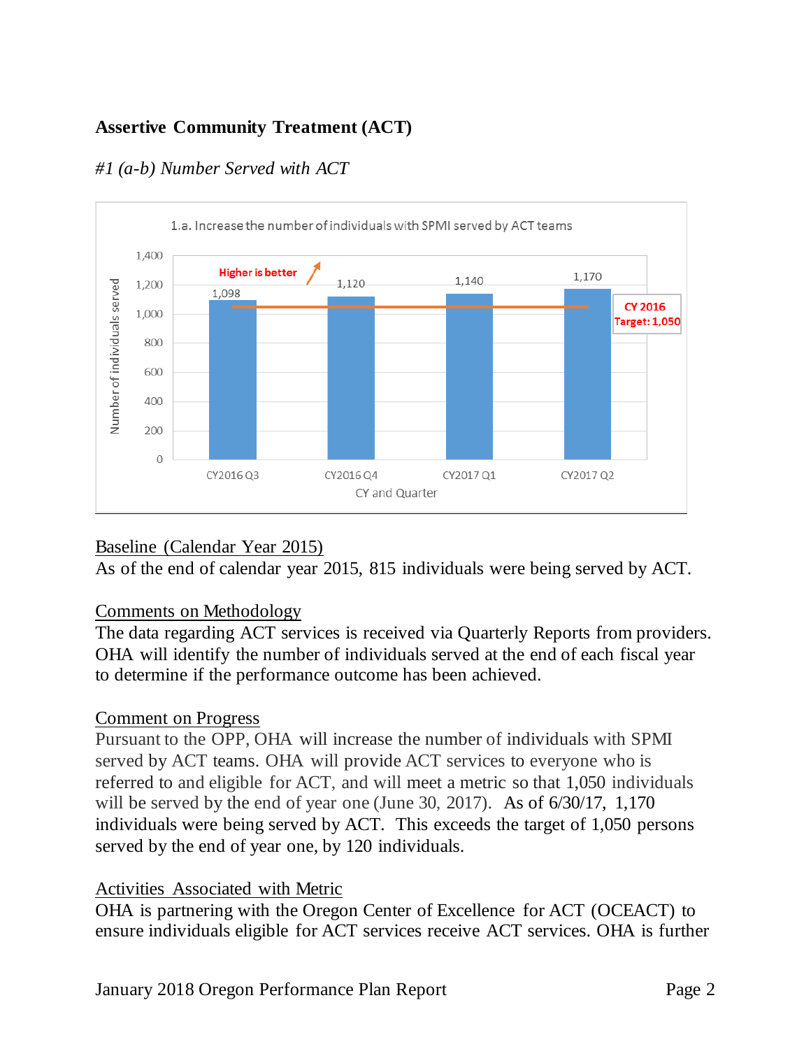## Assertive Community Treatment (ACT)

### *#1 (a-b) Number Served with ACT*

1.a. Increase the number of individuals with SPMI served by ACT teams

| CY and Quarter | Number of individuals served |
|---|---|
| CY2016 Q3 | 1,098 |
| CY2016 Q4 | 1,120 |
| CY2017 Q1 | 1,140 |
| CY2017 Q2 | 1,170 |

Higher is better

CY 2016 Target: 1,050

<u>Baseline (Calendar Year 2015)</u>

As of the end of calendar year 2015, 815 individuals were being served by ACT.

<u>Comments on Methodology</u>

The data regarding ACT services is received via Quarterly Reports from providers. OHA will identify the number of individuals served at the end of each fiscal year to determine if the performance outcome has been achieved.

<u>Comment on Progress</u>

Pursuant to the OPP, OHA will increase the number of individuals with SPMI served by ACT teams. OHA will provide ACT services to everyone who is referred to and eligible for ACT, and will meet a metric so that 1,050 individuals will be served by the end of year one (June 30, 2017). As of 6/30/17, 1,170 individuals were being served by ACT. This exceeds the target of 1,050 persons served by the end of year one, by 120 individuals.

<u>Activities Associated with Metric</u>

OHA is partnering with the Oregon Center of Excellence for ACT (OCEACT) to ensure individuals eligible for ACT services receive ACT services. OHA is further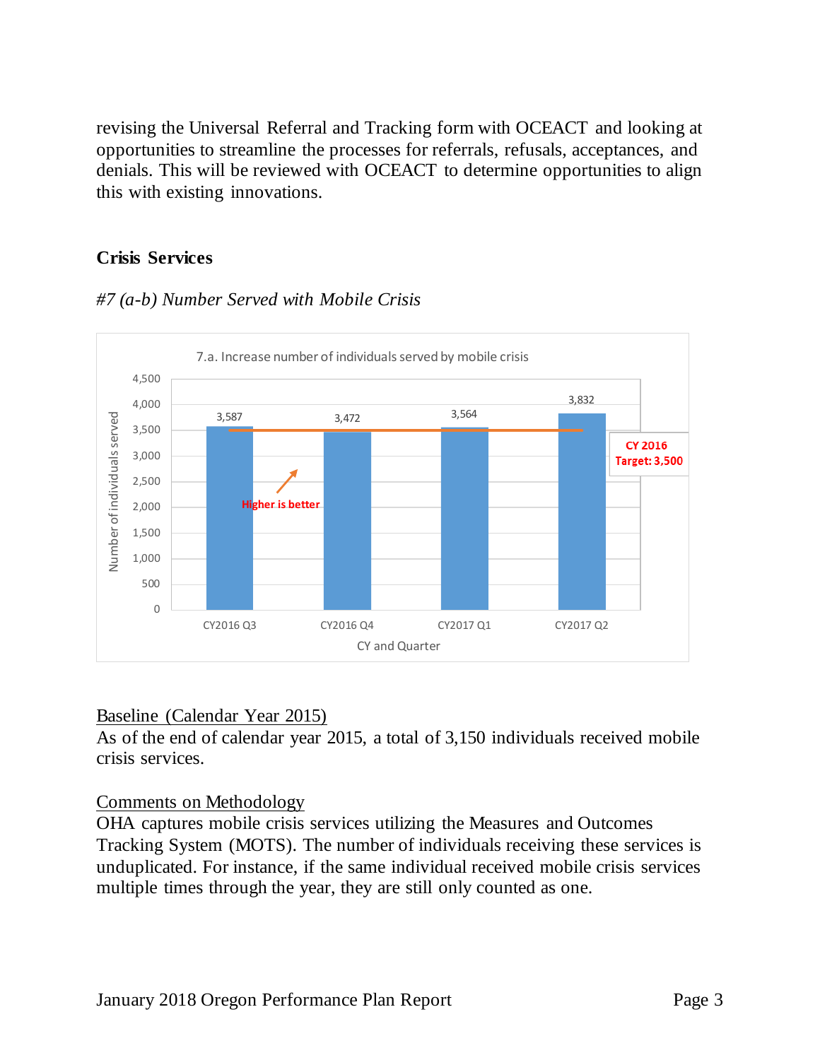revising the Universal Referral and Tracking form with OCEACT and looking at opportunities to streamline the processes for referrals, refusals, acceptances, and denials. This will be reviewed with OCEACT to determine opportunities to align this with existing innovations.

## Crisis Services

### *#7 (a-b) Number Served with Mobile Crisis*

7.a. Increase number of individuals served by mobile crisis

| CY and Quarter | Number of individuals served |
|---|---|
| CY2016 Q3 | 3,587 |
| CY2016 Q4 | 3,472 |
| CY2017 Q1 | 3,564 |
| CY2017 Q2 | 3,832 |

CY 2016 Target: 3,500

Higher is better

Baseline (Calendar Year 2015)

As of the end of calendar year 2015, a total of 3,150 individuals received mobile crisis services.

Comments on Methodology

OHA captures mobile crisis services utilizing the Measures and Outcomes Tracking System (MOTS). The number of individuals receiving these services is unduplicated. For instance, if the same individual received mobile crisis services multiple times through the year, they are still only counted as one.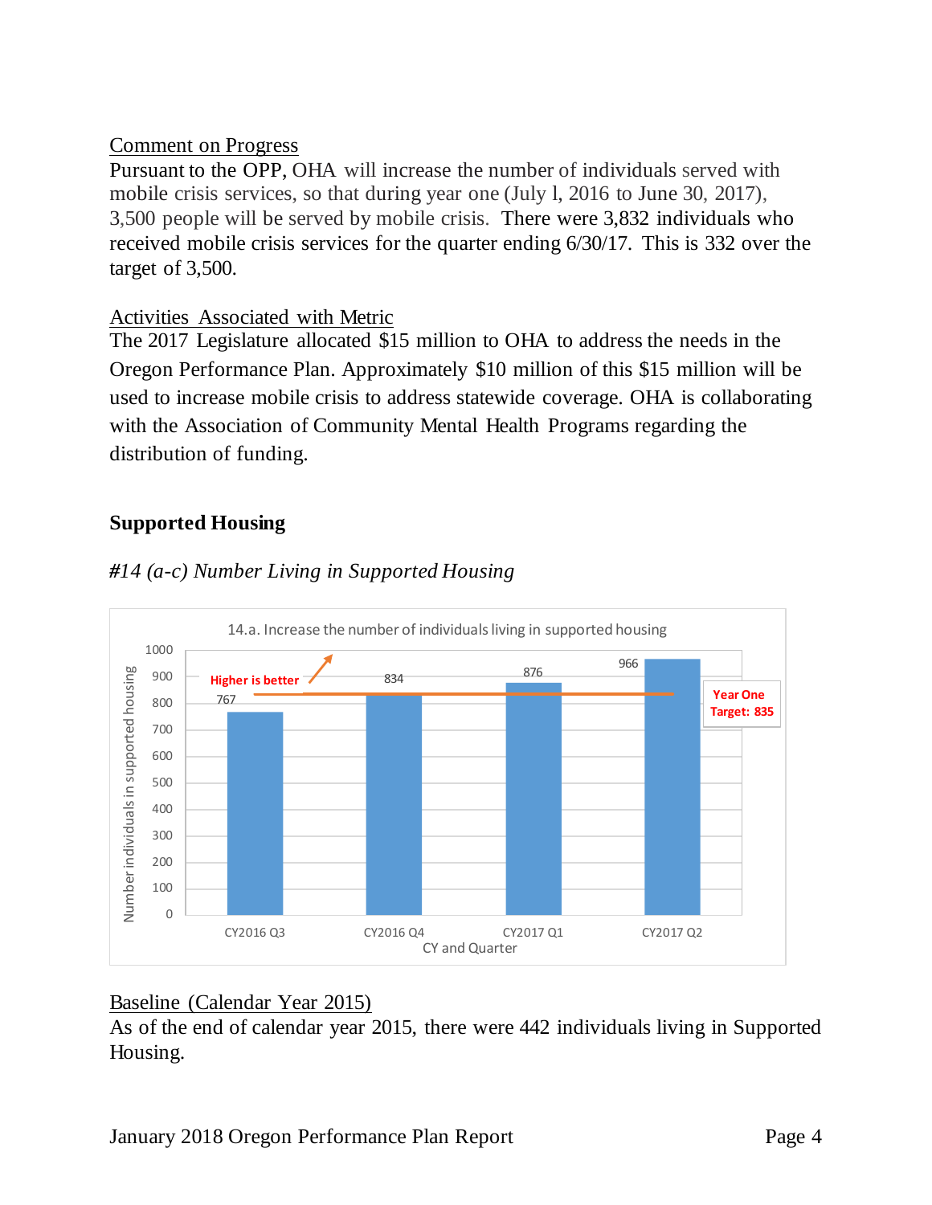Comment on Progress

Pursuant to the OPP, OHA will increase the number of individuals served with mobile crisis services, so that during year one (July l, 2016 to June 30, 2017), 3,500 people will be served by mobile crisis. There were 3,832 individuals who received mobile crisis services for the quarter ending 6/30/17. This is 332 over the target of 3,500.

Activities Associated with Metric

The 2017 Legislature allocated $15 million to OHA to address the needs in the Oregon Performance Plan. Approximately $10 million of this $15 million will be used to increase mobile crisis to address statewide coverage. OHA is collaborating with the Association of Community Mental Health Programs regarding the distribution of funding.

## Supported Housing

*#14 (a-c) Number Living in Supported Housing*

14.a. Increase the number of individuals living in supported housing

| CY and Quarter | Number individuals in supported housing |
|---|---|
| CY2016 Q3 | 767 |
| CY2016 Q4 | 834 |
| CY2017 Q1 | 876 |
| CY2017 Q2 | 966 |

Higher is better

Year One Target: 835

Baseline (Calendar Year 2015)

As of the end of calendar year 2015, there were 442 individuals living in Supported Housing.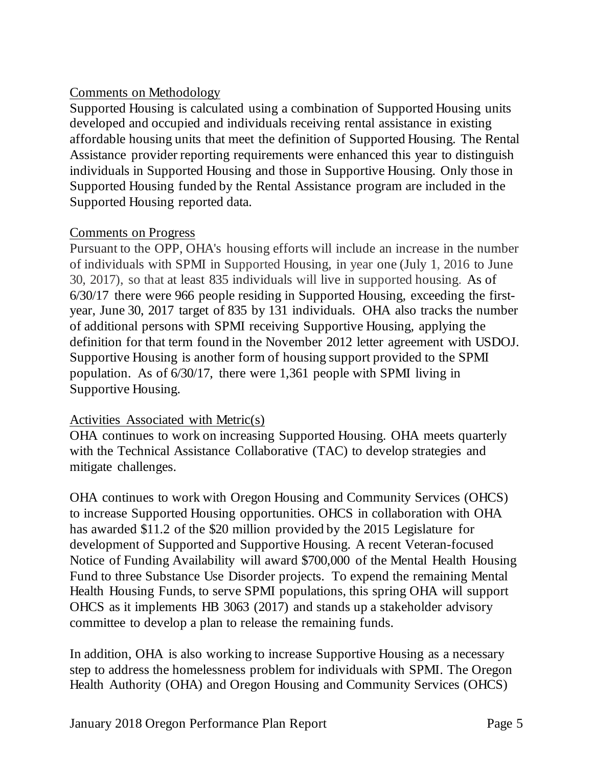Comments on Methodology

Supported Housing is calculated using a combination of Supported Housing units developed and occupied and individuals receiving rental assistance in existing affordable housing units that meet the definition of Supported Housing. The Rental Assistance provider reporting requirements were enhanced this year to distinguish individuals in Supported Housing and those in Supportive Housing. Only those in Supported Housing funded by the Rental Assistance program are included in the Supported Housing reported data.

Comments on Progress

Pursuant to the OPP, OHA's housing efforts will include an increase in the number of individuals with SPMI in Supported Housing, in year one (July 1, 2016 to June 30, 2017), so that at least 835 individuals will live in supported housing. As of 6/30/17 there were 966 people residing in Supported Housing, exceeding the first-year, June 30, 2017 target of 835 by 131 individuals. OHA also tracks the number of additional persons with SPMI receiving Supportive Housing, applying the definition for that term found in the November 2012 letter agreement with USDOJ. Supportive Housing is another form of housing support provided to the SPMI population. As of 6/30/17, there were 1,361 people with SPMI living in Supportive Housing.

Activities Associated with Metric(s)

OHA continues to work on increasing Supported Housing. OHA meets quarterly with the Technical Assistance Collaborative (TAC) to develop strategies and mitigate challenges.

OHA continues to work with Oregon Housing and Community Services (OHCS) to increase Supported Housing opportunities. OHCS in collaboration with OHA has awarded $11.2 of the $20 million provided by the 2015 Legislature for development of Supported and Supportive Housing. A recent Veteran-focused Notice of Funding Availability will award $700,000 of the Mental Health Housing Fund to three Substance Use Disorder projects. To expend the remaining Mental Health Housing Funds, to serve SPMI populations, this spring OHA will support OHCS as it implements HB 3063 (2017) and stands up a stakeholder advisory committee to develop a plan to release the remaining funds.

In addition, OHA is also working to increase Supportive Housing as a necessary step to address the homelessness problem for individuals with SPMI. The Oregon Health Authority (OHA) and Oregon Housing and Community Services (OHCS)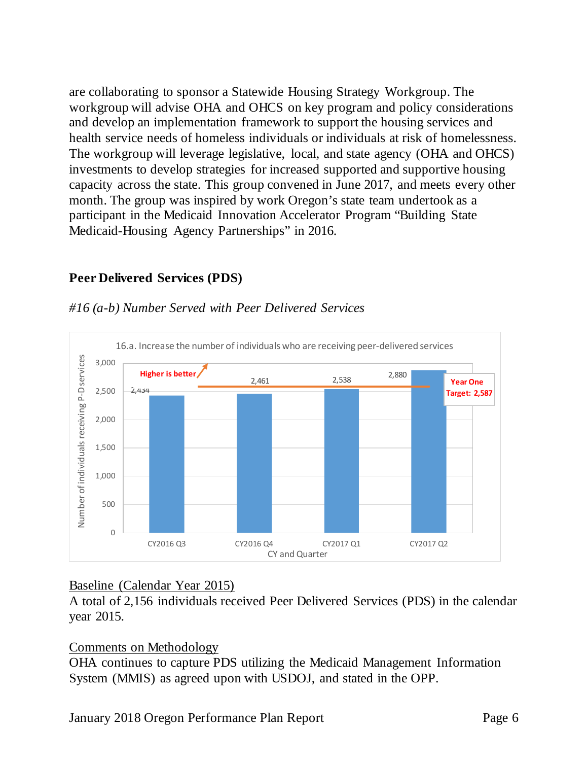are collaborating to sponsor a Statewide Housing Strategy Workgroup. The workgroup will advise OHA and OHCS on key program and policy considerations and develop an implementation framework to support the housing services and health service needs of homeless individuals or individuals at risk of homelessness. The workgroup will leverage legislative, local, and state agency (OHA and OHCS) investments to develop strategies for increased supported and supportive housing capacity across the state. This group convened in June 2017, and meets every other month. The group was inspired by work Oregon's state team undertook as a participant in the Medicaid Innovation Accelerator Program "Building State Medicaid-Housing Agency Partnerships" in 2016.

## Peer Delivered Services (PDS)

*#16 (a-b) Number Served with Peer Delivered Services*

16.a. Increase the number of individuals who are receiving peer-delivered services

| CY and Quarter | Number of individuals receiving P-D services |
|---|---|
| CY2016 Q3 | 2,434 |
| CY2016 Q4 | 2,461 |
| CY2017 Q1 | 2,538 |
| CY2017 Q2 | 2,880 |

Higher is better. Year One Target: 2,587

<u>Baseline (Calendar Year 2015)</u>

A total of 2,156 individuals received Peer Delivered Services (PDS) in the calendar year 2015.

<u>Comments on Methodology</u>

OHA continues to capture PDS utilizing the Medicaid Management Information System (MMIS) as agreed upon with USDOJ, and stated in the OPP.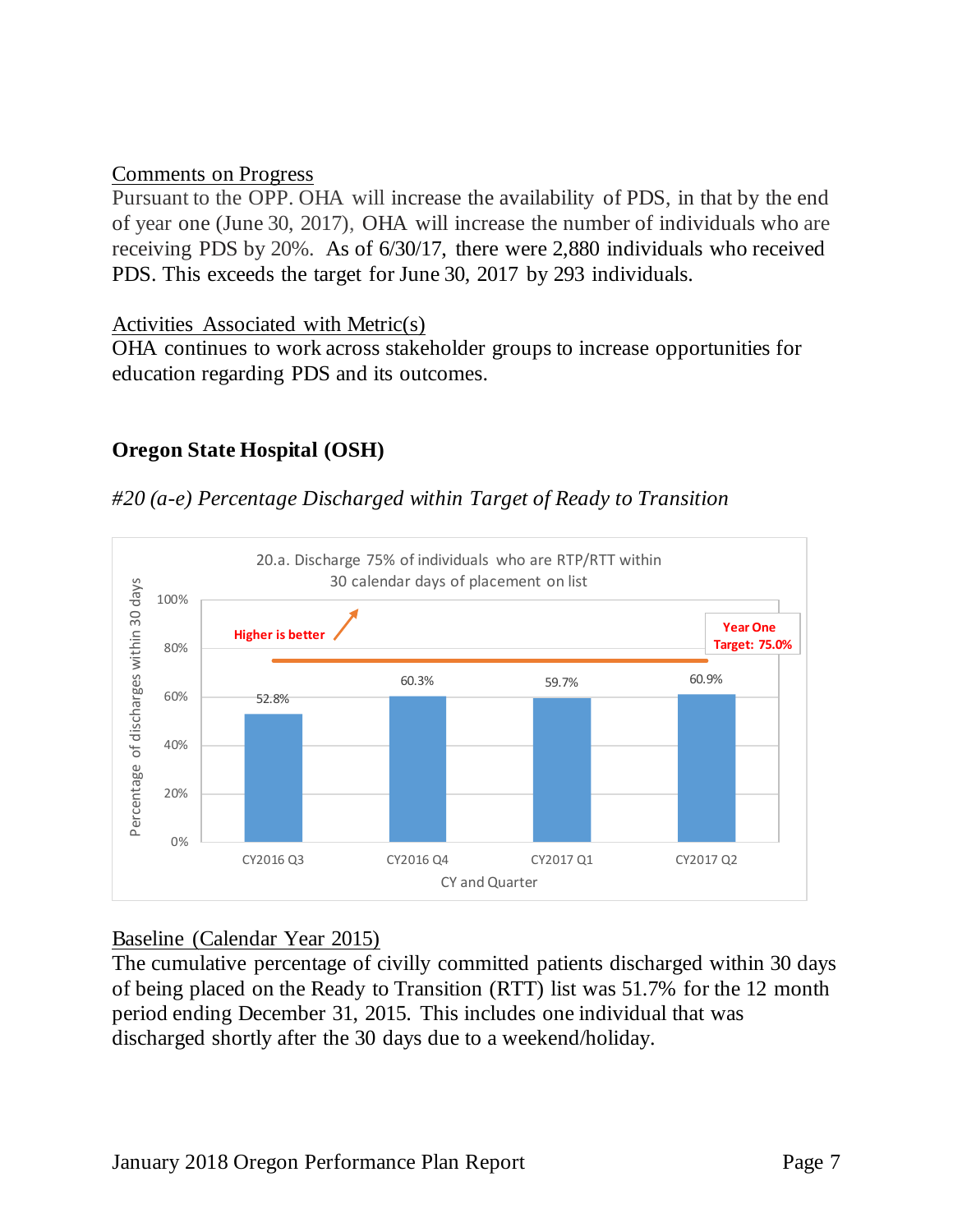Comments on Progress

Pursuant to the OPP. OHA will increase the availability of PDS, in that by the end of year one (June 30, 2017), OHA will increase the number of individuals who are receiving PDS by 20%. As of 6/30/17, there were 2,880 individuals who received PDS. This exceeds the target for June 30, 2017 by 293 individuals.

Activities Associated with Metric(s)

OHA continues to work across stakeholder groups to increase opportunities for education regarding PDS and its outcomes.

## Oregon State Hospital (OSH)

*#20 (a-e) Percentage Discharged within Target of Ready to Transition*

20.a. Discharge 75% of individuals who are RTP/RTT within 30 calendar days of placement on list

| CY and Quarter | Percentage of discharges within 30 days |
|---|---|
| CY2016 Q3 | 52.8% |
| CY2016 Q4 | 60.3% |
| CY2017 Q1 | 59.7% |
| CY2017 Q2 | 60.9% |

Higher is better. Year One Target: 75.0%

Baseline (Calendar Year 2015)

The cumulative percentage of civilly committed patients discharged within 30 days of being placed on the Ready to Transition (RTT) list was 51.7% for the 12 month period ending December 31, 2015. This includes one individual that was discharged shortly after the 30 days due to a weekend/holiday.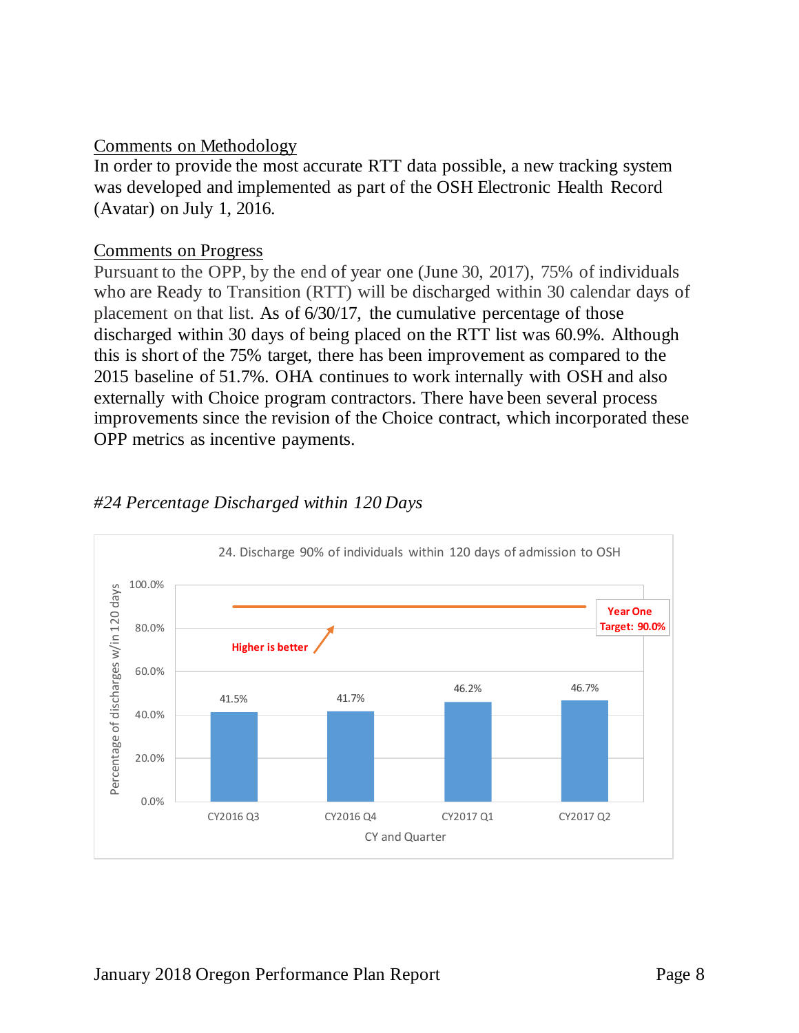Comments on Methodology

In order to provide the most accurate RTT data possible, a new tracking system was developed and implemented as part of the OSH Electronic Health Record (Avatar) on July 1, 2016.

Comments on Progress

Pursuant to the OPP, by the end of year one (June 30, 2017), 75% of individuals who are Ready to Transition (RTT) will be discharged within 30 calendar days of placement on that list. As of 6/30/17, the cumulative percentage of those discharged within 30 days of being placed on the RTT list was 60.9%. Although this is short of the 75% target, there has been improvement as compared to the 2015 baseline of 51.7%. OHA continues to work internally with OSH and also externally with Choice program contractors. There have been several process improvements since the revision of the Choice contract, which incorporated these OPP metrics as incentive payments.

*#24 Percentage Discharged within 120 Days*

24. Discharge 90% of individuals within 120 days of admission to OSH

| CY and Quarter | Percentage of discharges w/in 120 days |
|---|---|
| CY2016 Q3 | 41.5% |
| CY2016 Q4 | 41.7% |
| CY2017 Q1 | 46.2% |
| CY2017 Q2 | 46.7% |

Year One Target: 90.0%

Higher is better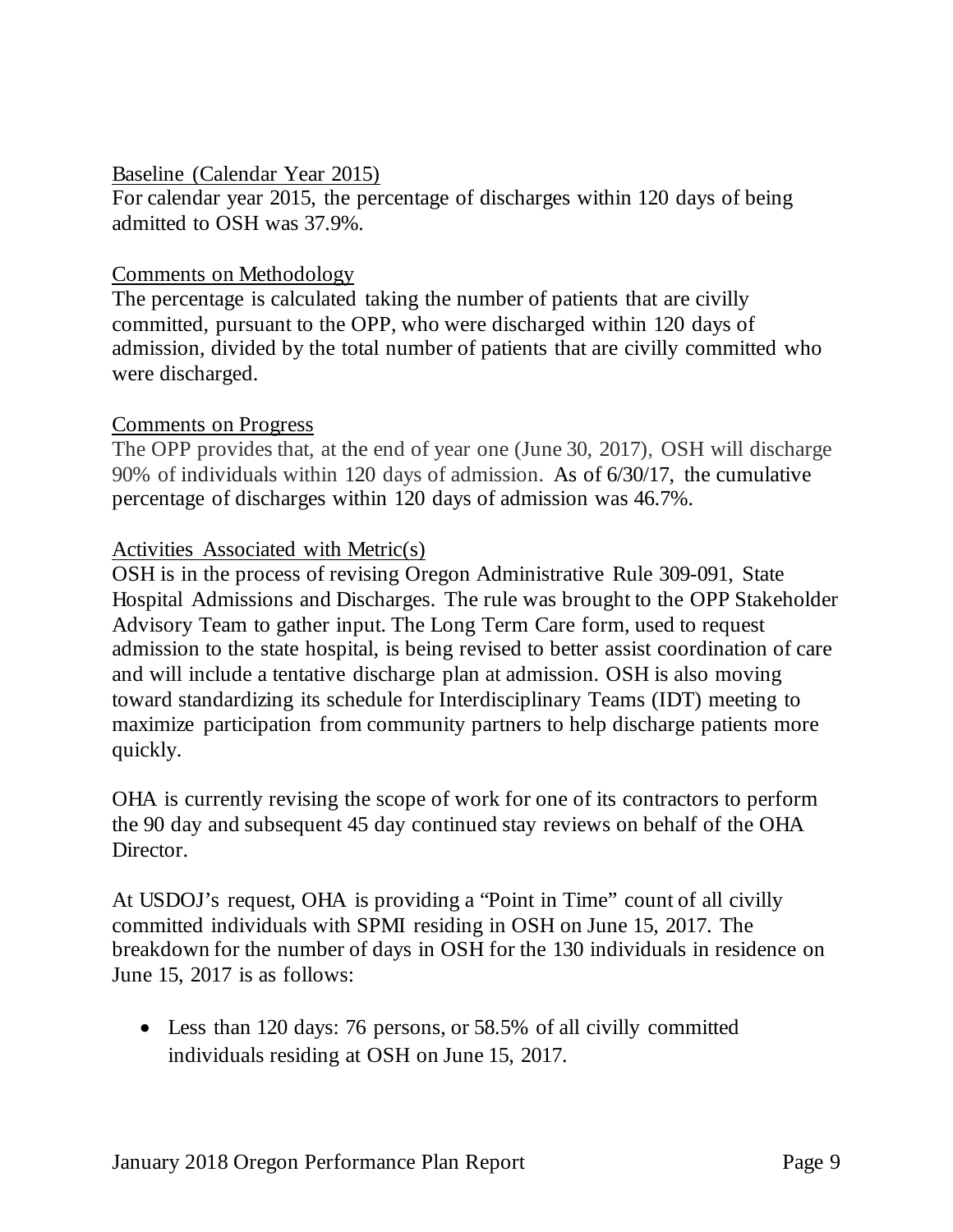Baseline (Calendar Year 2015)

For calendar year 2015, the percentage of discharges within 120 days of being admitted to OSH was 37.9%.

Comments on Methodology

The percentage is calculated taking the number of patients that are civilly committed, pursuant to the OPP, who were discharged within 120 days of admission, divided by the total number of patients that are civilly committed who were discharged.

Comments on Progress

The OPP provides that, at the end of year one (June 30, 2017), OSH will discharge 90% of individuals within 120 days of admission. As of 6/30/17, the cumulative percentage of discharges within 120 days of admission was 46.7%.

Activities Associated with Metric(s)

OSH is in the process of revising Oregon Administrative Rule 309-091, State Hospital Admissions and Discharges. The rule was brought to the OPP Stakeholder Advisory Team to gather input. The Long Term Care form, used to request admission to the state hospital, is being revised to better assist coordination of care and will include a tentative discharge plan at admission. OSH is also moving toward standardizing its schedule for Interdisciplinary Teams (IDT) meeting to maximize participation from community partners to help discharge patients more quickly.

OHA is currently revising the scope of work for one of its contractors to perform the 90 day and subsequent 45 day continued stay reviews on behalf of the OHA Director.

At USDOJ's request, OHA is providing a "Point in Time" count of all civilly committed individuals with SPMI residing in OSH on June 15, 2017. The breakdown for the number of days in OSH for the 130 individuals in residence on June 15, 2017 is as follows:

- Less than 120 days: 76 persons, or 58.5% of all civilly committed individuals residing at OSH on June 15, 2017.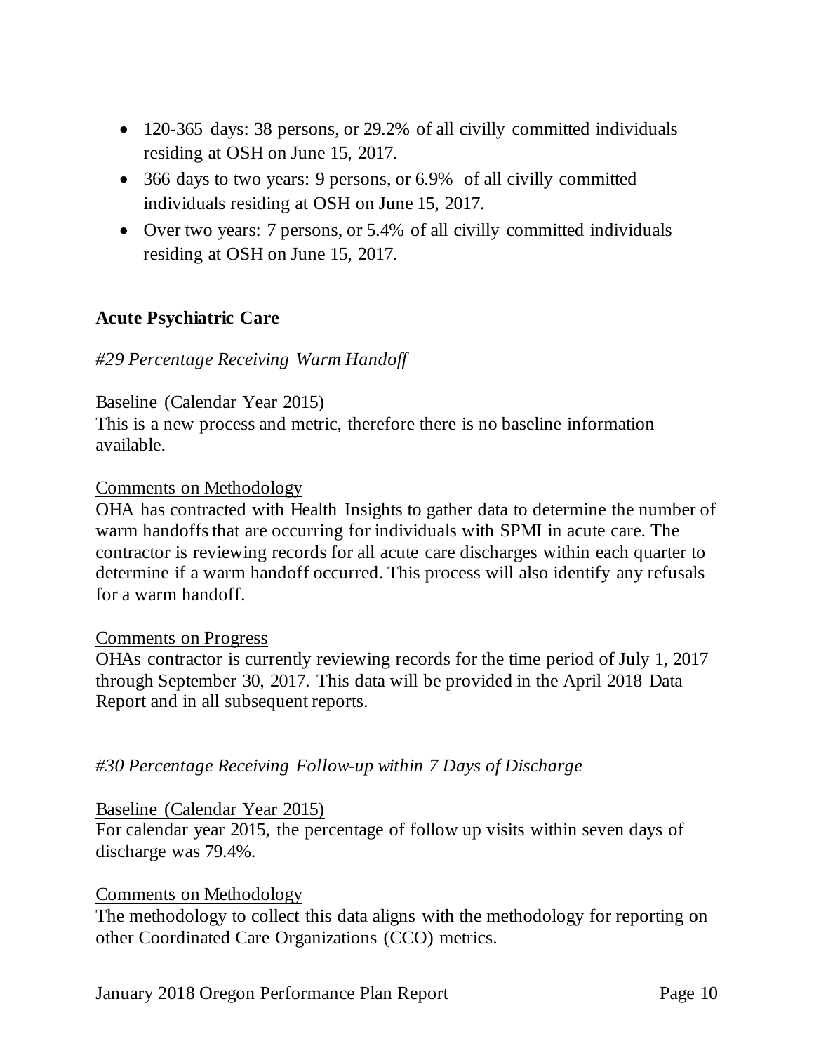- 120-365 days: 38 persons, or 29.2% of all civilly committed individuals residing at OSH on June 15, 2017.
- 366 days to two years: 9 persons, or 6.9% of all civilly committed individuals residing at OSH on June 15, 2017.
- Over two years: 7 persons, or 5.4% of all civilly committed individuals residing at OSH on June 15, 2017.

## Acute Psychiatric Care

### *#29 Percentage Receiving Warm Handoff*

Baseline (Calendar Year 2015)

This is a new process and metric, therefore there is no baseline information available.

Comments on Methodology

OHA has contracted with Health Insights to gather data to determine the number of warm handoffs that are occurring for individuals with SPMI in acute care. The contractor is reviewing records for all acute care discharges within each quarter to determine if a warm handoff occurred. This process will also identify any refusals for a warm handoff.

Comments on Progress

OHAs contractor is currently reviewing records for the time period of July 1, 2017 through September 30, 2017. This data will be provided in the April 2018 Data Report and in all subsequent reports.

### *#30 Percentage Receiving Follow-up within 7 Days of Discharge*

Baseline (Calendar Year 2015)

For calendar year 2015, the percentage of follow up visits within seven days of discharge was 79.4%.

Comments on Methodology

The methodology to collect this data aligns with the methodology for reporting on other Coordinated Care Organizations (CCO) metrics.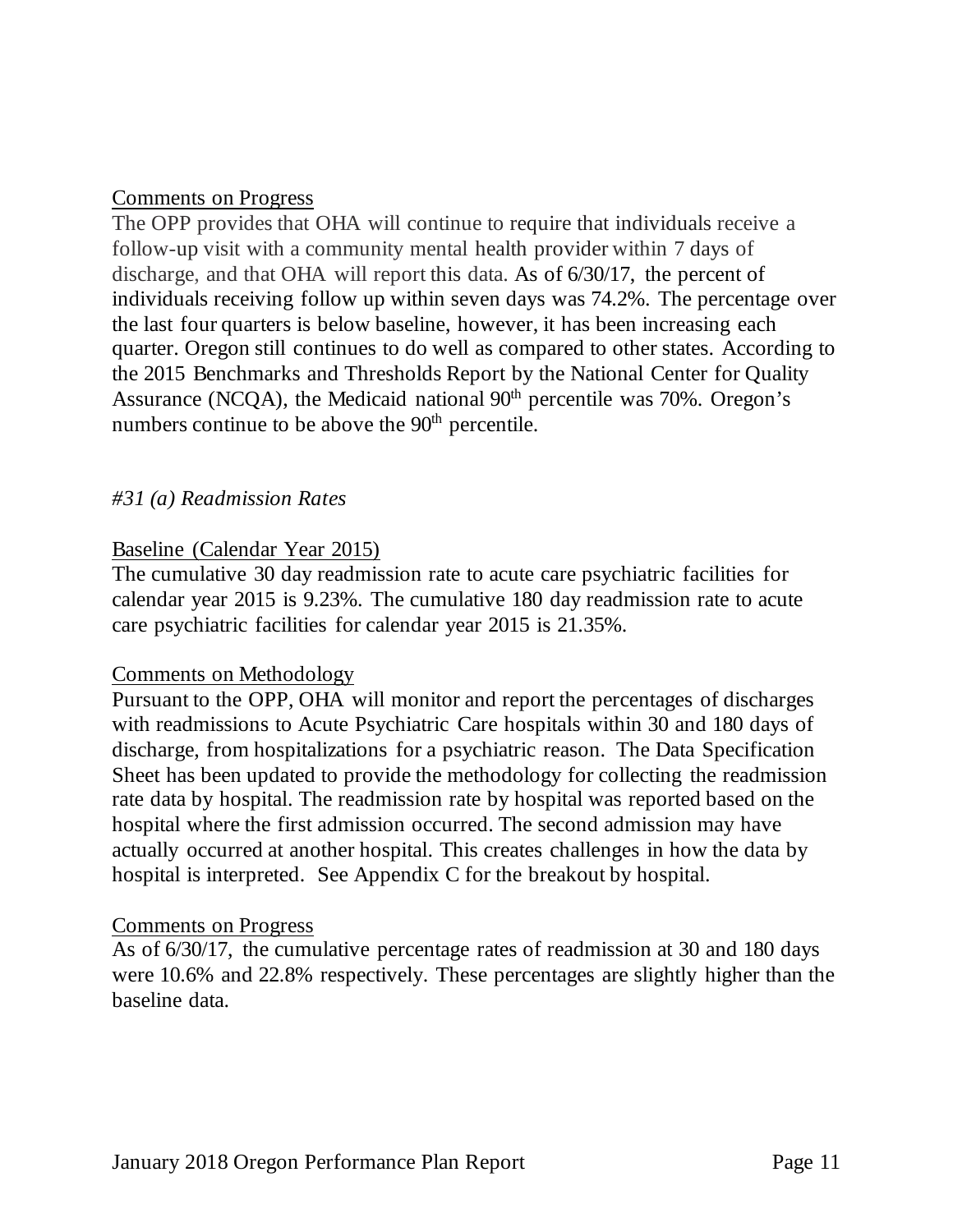Comments on Progress

The OPP provides that OHA will continue to require that individuals receive a follow-up visit with a community mental health provider within 7 days of discharge, and that OHA will report this data. As of 6/30/17, the percent of individuals receiving follow up within seven days was 74.2%. The percentage over the last four quarters is below baseline, however, it has been increasing each quarter. Oregon still continues to do well as compared to other states. According to the 2015 Benchmarks and Thresholds Report by the National Center for Quality Assurance (NCQA), the Medicaid national 90th percentile was 70%. Oregon's numbers continue to be above the 90th percentile.

*#31 (a) Readmission Rates*

Baseline (Calendar Year 2015)

The cumulative 30 day readmission rate to acute care psychiatric facilities for calendar year 2015 is 9.23%. The cumulative 180 day readmission rate to acute care psychiatric facilities for calendar year 2015 is 21.35%.

Comments on Methodology

Pursuant to the OPP, OHA will monitor and report the percentages of discharges with readmissions to Acute Psychiatric Care hospitals within 30 and 180 days of discharge, from hospitalizations for a psychiatric reason. The Data Specification Sheet has been updated to provide the methodology for collecting the readmission rate data by hospital. The readmission rate by hospital was reported based on the hospital where the first admission occurred. The second admission may have actually occurred at another hospital. This creates challenges in how the data by hospital is interpreted. See Appendix C for the breakout by hospital.

Comments on Progress

As of 6/30/17, the cumulative percentage rates of readmission at 30 and 180 days were 10.6% and 22.8% respectively. These percentages are slightly higher than the baseline data.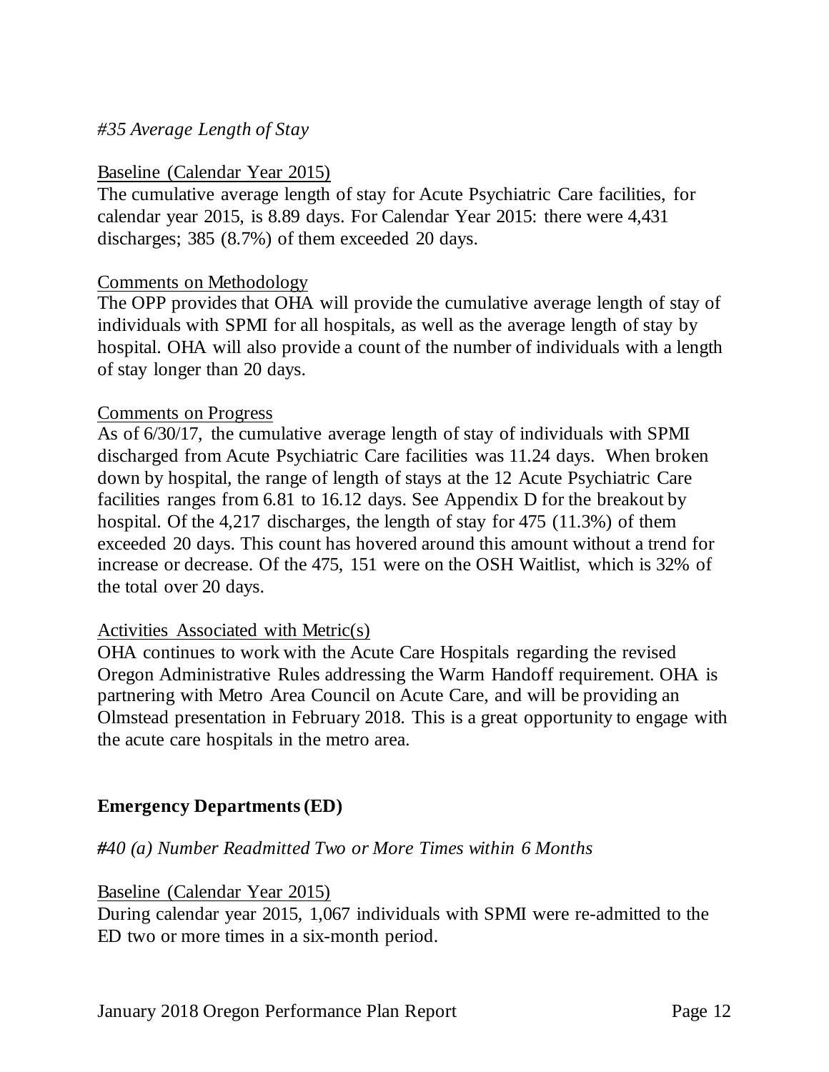*#35 Average Length of Stay*

Baseline (Calendar Year 2015)

The cumulative average length of stay for Acute Psychiatric Care facilities, for calendar year 2015, is 8.89 days. For Calendar Year 2015: there were 4,431 discharges; 385 (8.7%) of them exceeded 20 days.

Comments on Methodology

The OPP provides that OHA will provide the cumulative average length of stay of individuals with SPMI for all hospitals, as well as the average length of stay by hospital. OHA will also provide a count of the number of individuals with a length of stay longer than 20 days.

Comments on Progress

As of 6/30/17, the cumulative average length of stay of individuals with SPMI discharged from Acute Psychiatric Care facilities was 11.24 days. When broken down by hospital, the range of length of stays at the 12 Acute Psychiatric Care facilities ranges from 6.81 to 16.12 days. See Appendix D for the breakout by hospital. Of the 4,217 discharges, the length of stay for 475 (11.3%) of them exceeded 20 days. This count has hovered around this amount without a trend for increase or decrease. Of the 475, 151 were on the OSH Waitlist, which is 32% of the total over 20 days.

Activities Associated with Metric(s)

OHA continues to work with the Acute Care Hospitals regarding the revised Oregon Administrative Rules addressing the Warm Handoff requirement. OHA is partnering with Metro Area Council on Acute Care, and will be providing an Olmstead presentation in February 2018. This is a great opportunity to engage with the acute care hospitals in the metro area.

**Emergency Departments (ED)**

*#40 (a) Number Readmitted Two or More Times within 6 Months*

Baseline (Calendar Year 2015)

During calendar year 2015, 1,067 individuals with SPMI were re-admitted to the ED two or more times in a six-month period.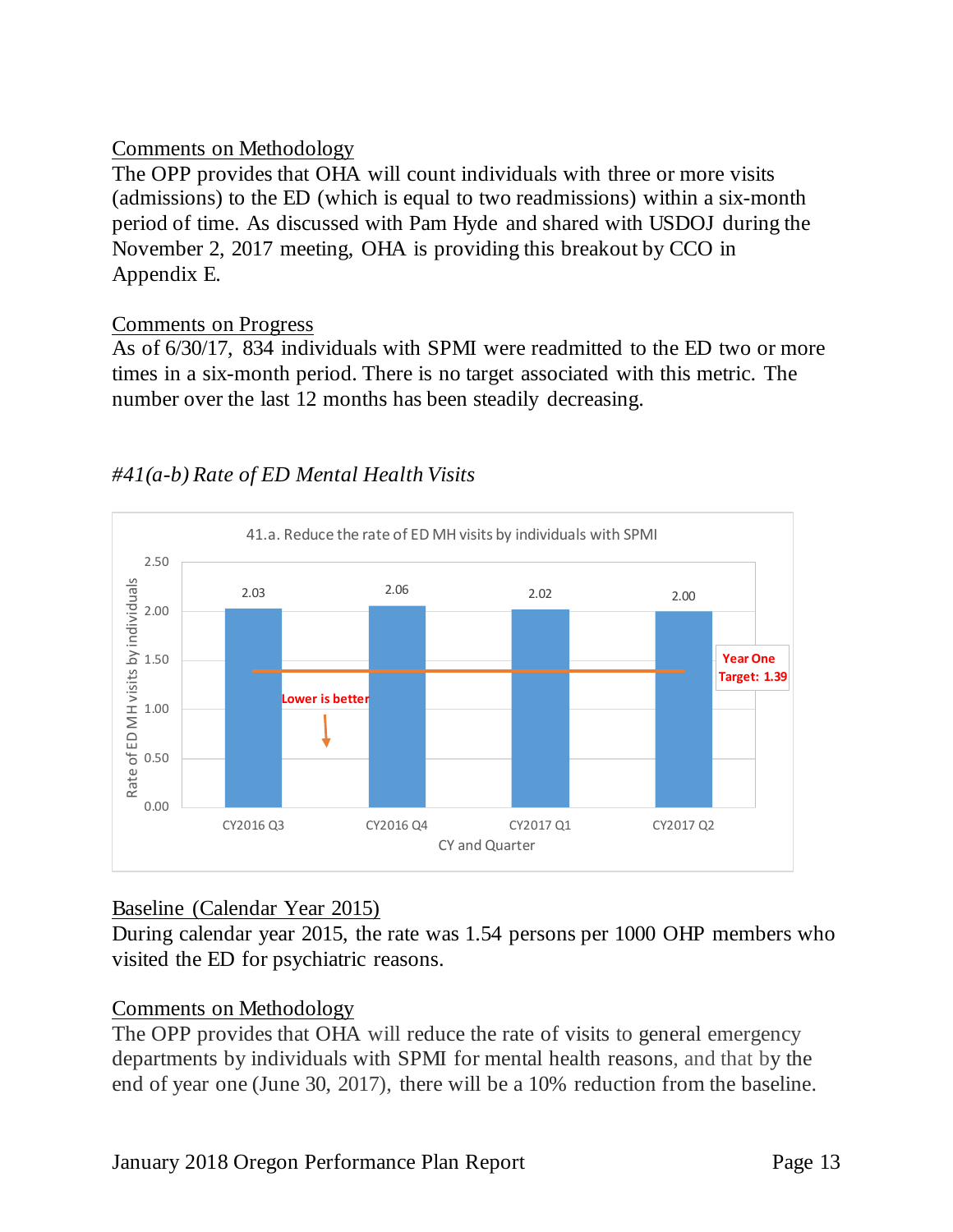Comments on Methodology

The OPP provides that OHA will count individuals with three or more visits (admissions) to the ED (which is equal to two readmissions) within a six-month period of time. As discussed with Pam Hyde and shared with USDOJ during the November 2, 2017 meeting, OHA is providing this breakout by CCO in Appendix E.

Comments on Progress

As of 6/30/17, 834 individuals with SPMI were readmitted to the ED two or more times in a six-month period. There is no target associated with this metric. The number over the last 12 months has been steadily decreasing.

### *#41(a-b) Rate of ED Mental Health Visits*

41.a. Reduce the rate of ED MH visits by individuals with SPMI

| CY and Quarter | Rate of ED MH visits by individuals |
|---|---|
| CY2016 Q3 | 2.03 |
| CY2016 Q4 | 2.06 |
| CY2017 Q1 | 2.02 |
| CY2017 Q2 | 2.00 |

Year One Target: 1.39

Lower is better

Baseline (Calendar Year 2015)

During calendar year 2015, the rate was 1.54 persons per 1000 OHP members who visited the ED for psychiatric reasons.

Comments on Methodology

The OPP provides that OHA will reduce the rate of visits to general emergency departments by individuals with SPMI for mental health reasons, and that by the end of year one (June 30, 2017), there will be a 10% reduction from the baseline.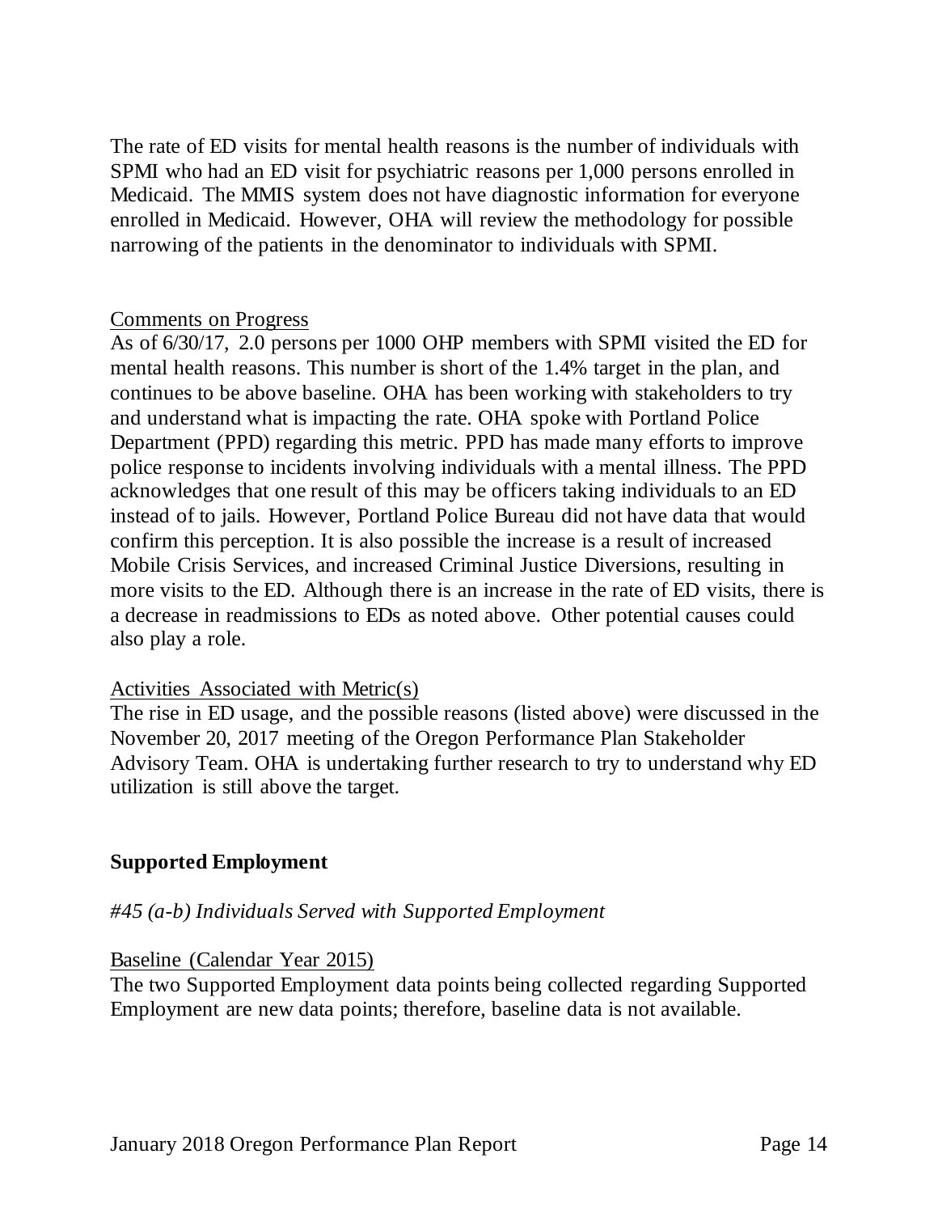The rate of ED visits for mental health reasons is the number of individuals with SPMI who had an ED visit for psychiatric reasons per 1,000 persons enrolled in Medicaid. The MMIS system does not have diagnostic information for everyone enrolled in Medicaid. However, OHA will review the methodology for possible narrowing of the patients in the denominator to individuals with SPMI.

<u>Comments on Progress</u>

As of 6/30/17, 2.0 persons per 1000 OHP members with SPMI visited the ED for mental health reasons. This number is short of the 1.4% target in the plan, and continues to be above baseline. OHA has been working with stakeholders to try and understand what is impacting the rate. OHA spoke with Portland Police Department (PPD) regarding this metric. PPD has made many efforts to improve police response to incidents involving individuals with a mental illness. The PPD acknowledges that one result of this may be officers taking individuals to an ED instead of to jails. However, Portland Police Bureau did not have data that would confirm this perception. It is also possible the increase is a result of increased Mobile Crisis Services, and increased Criminal Justice Diversions, resulting in more visits to the ED. Although there is an increase in the rate of ED visits, there is a decrease in readmissions to EDs as noted above. Other potential causes could also play a role.

<u>Activities Associated with Metric(s)</u>

The rise in ED usage, and the possible reasons (listed above) were discussed in the November 20, 2017 meeting of the Oregon Performance Plan Stakeholder Advisory Team. OHA is undertaking further research to try to understand why ED utilization is still above the target.

## Supported Employment

*#45 (a-b) Individuals Served with Supported Employment*

<u>Baseline (Calendar Year 2015)</u>

The two Supported Employment data points being collected regarding Supported Employment are new data points; therefore, baseline data is not available.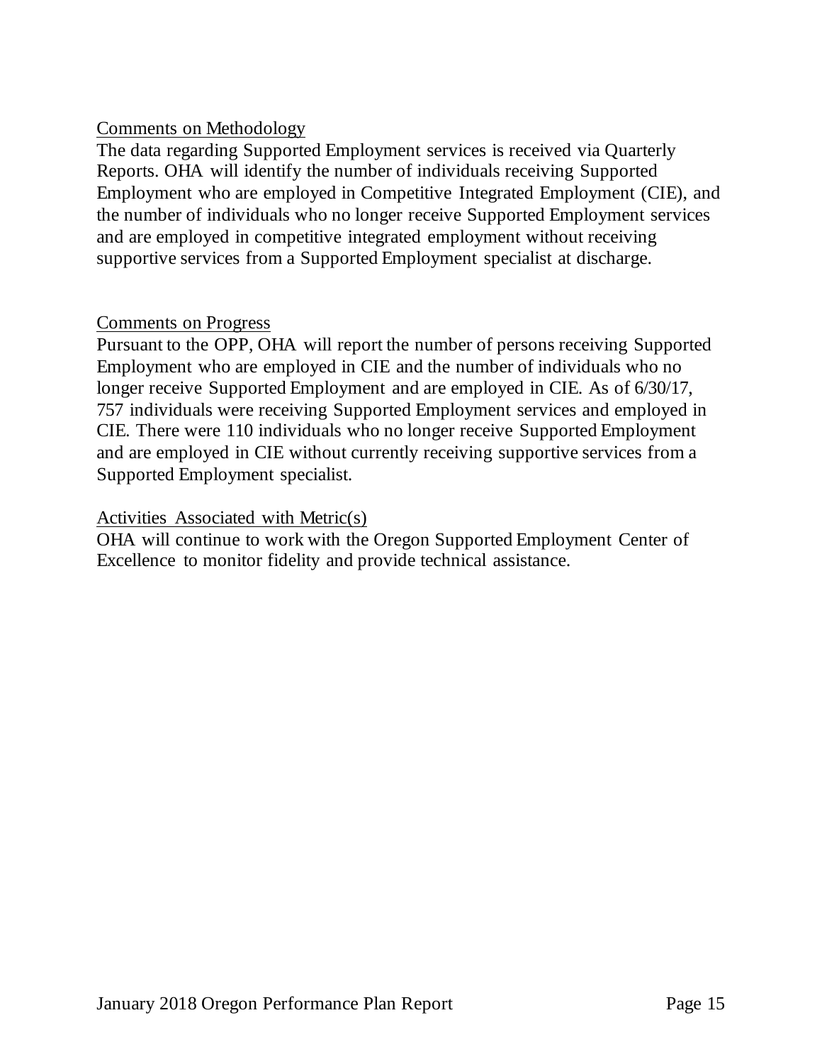Comments on Methodology

The data regarding Supported Employment services is received via Quarterly Reports. OHA will identify the number of individuals receiving Supported Employment who are employed in Competitive Integrated Employment (CIE), and the number of individuals who no longer receive Supported Employment services and are employed in competitive integrated employment without receiving supportive services from a Supported Employment specialist at discharge.

Comments on Progress

Pursuant to the OPP, OHA will report the number of persons receiving Supported Employment who are employed in CIE and the number of individuals who no longer receive Supported Employment and are employed in CIE. As of 6/30/17, 757 individuals were receiving Supported Employment services and employed in CIE. There were 110 individuals who no longer receive Supported Employment and are employed in CIE without currently receiving supportive services from a Supported Employment specialist.

Activities Associated with Metric(s)

OHA will continue to work with the Oregon Supported Employment Center of Excellence to monitor fidelity and provide technical assistance.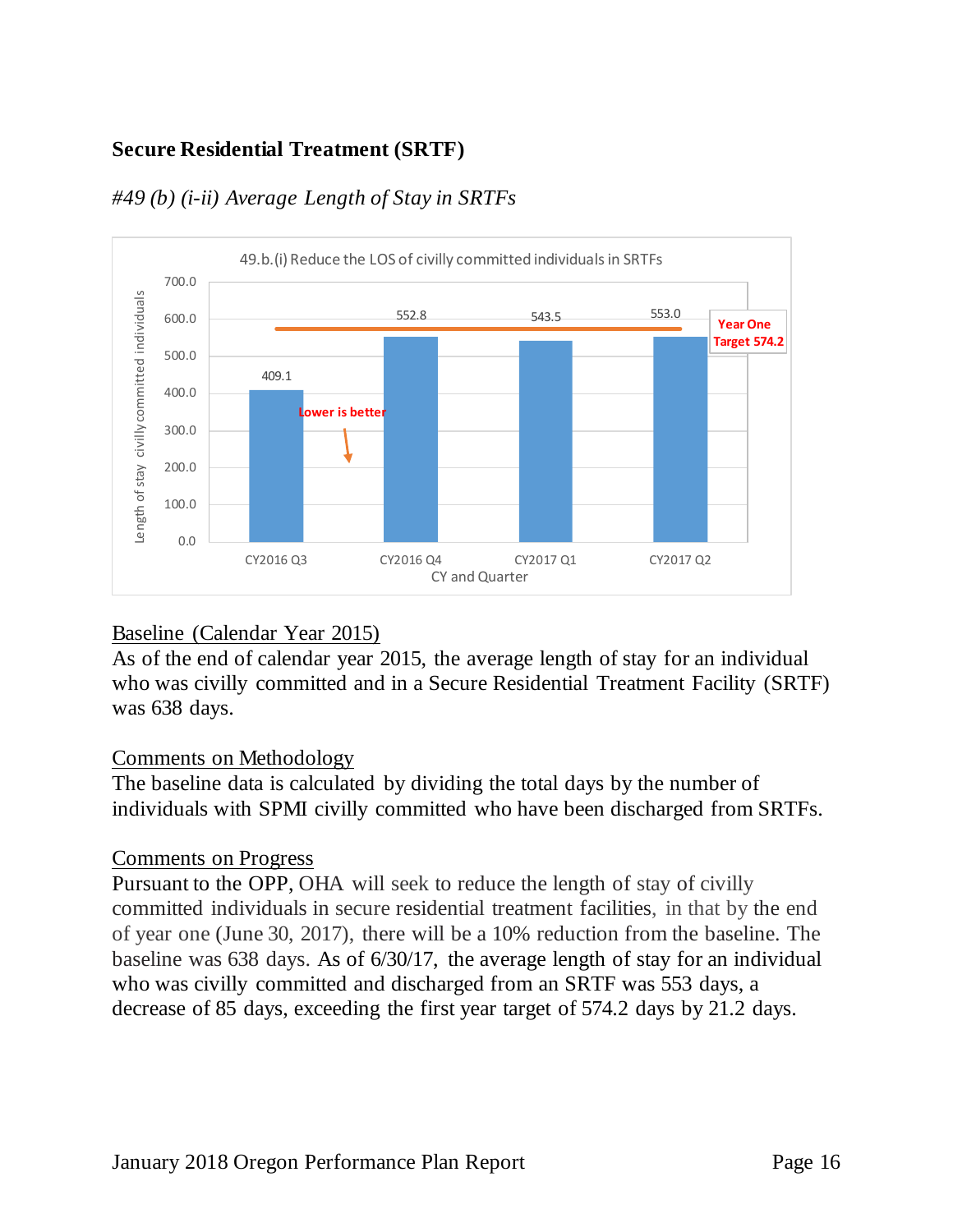## Secure Residential Treatment (SRTF)

### *#49 (b) (i-ii) Average Length of Stay in SRTFs*

49.b.(i) Reduce the LOS of civilly committed individuals in SRTFs

| CY and Quarter | Length of stay civilly committed individuals |
| --- | --- |
| CY2016 Q3 | 409.1 |
| CY2016 Q4 | 552.8 |
| CY2017 Q1 | 543.5 |
| CY2017 Q2 | 553.0 |

Year One Target 574.2

Lower is better

<u>Baseline (Calendar Year 2015)</u>

As of the end of calendar year 2015, the average length of stay for an individual who was civilly committed and in a Secure Residential Treatment Facility (SRTF) was 638 days.

<u>Comments on Methodology</u>

The baseline data is calculated by dividing the total days by the number of individuals with SPMI civilly committed who have been discharged from SRTFs.

<u>Comments on Progress</u>

Pursuant to the OPP, OHA will seek to reduce the length of stay of civilly committed individuals in secure residential treatment facilities, in that by the end of year one (June 30, 2017), there will be a 10% reduction from the baseline. The baseline was 638 days. As of 6/30/17, the average length of stay for an individual who was civilly committed and discharged from an SRTF was 553 days, a decrease of 85 days, exceeding the first year target of 574.2 days by 21.2 days.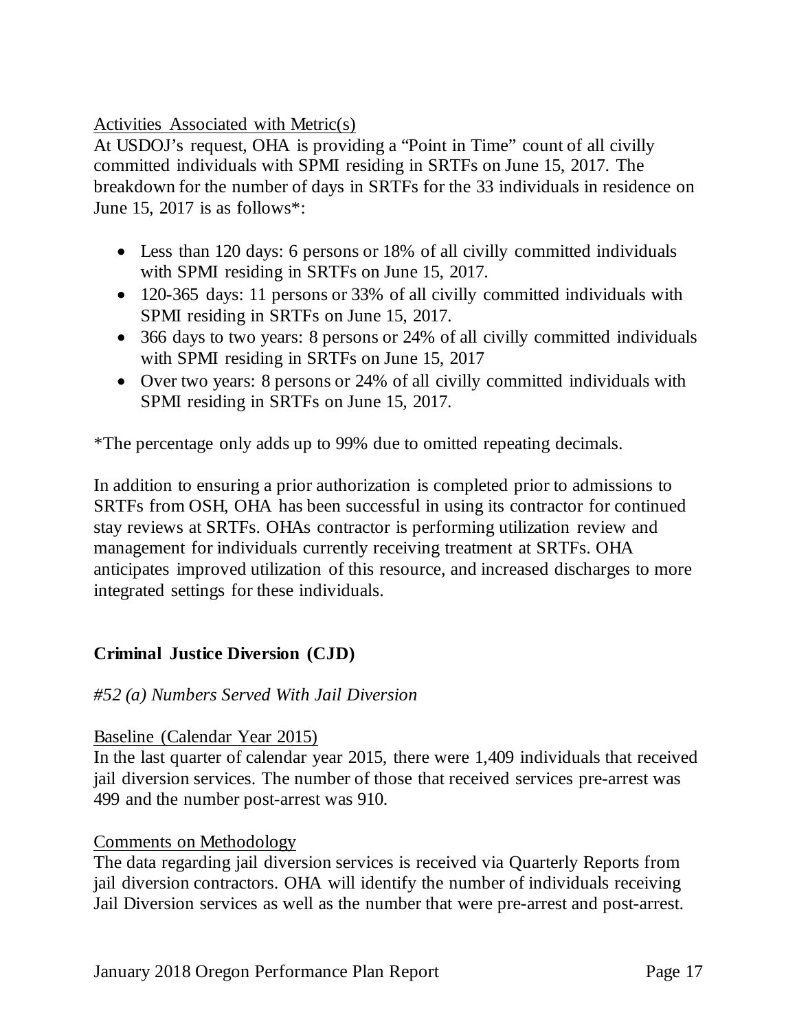Activities Associated with Metric(s)

At USDOJ's request, OHA is providing a "Point in Time" count of all civilly committed individuals with SPMI residing in SRTFs on June 15, 2017. The breakdown for the number of days in SRTFs for the 33 individuals in residence on June 15, 2017 is as follows*:

- Less than 120 days: 6 persons or 18% of all civilly committed individuals with SPMI residing in SRTFs on June 15, 2017.
- 120-365 days: 11 persons or 33% of all civilly committed individuals with SPMI residing in SRTFs on June 15, 2017.
- 366 days to two years: 8 persons or 24% of all civilly committed individuals with SPMI residing in SRTFs on June 15, 2017
- Over two years: 8 persons or 24% of all civilly committed individuals with SPMI residing in SRTFs on June 15, 2017.

*The percentage only adds up to 99% due to omitted repeating decimals.

In addition to ensuring a prior authorization is completed prior to admissions to SRTFs from OSH, OHA has been successful in using its contractor for continued stay reviews at SRTFs. OHAs contractor is performing utilization review and management for individuals currently receiving treatment at SRTFs. OHA anticipates improved utilization of this resource, and increased discharges to more integrated settings for these individuals.

## Criminal Justice Diversion (CJD)

*#52 (a) Numbers Served With Jail Diversion*

Baseline (Calendar Year 2015)

In the last quarter of calendar year 2015, there were 1,409 individuals that received jail diversion services. The number of those that received services pre-arrest was 499 and the number post-arrest was 910.

Comments on Methodology

The data regarding jail diversion services is received via Quarterly Reports from jail diversion contractors. OHA will identify the number of individuals receiving Jail Diversion services as well as the number that were pre-arrest and post-arrest.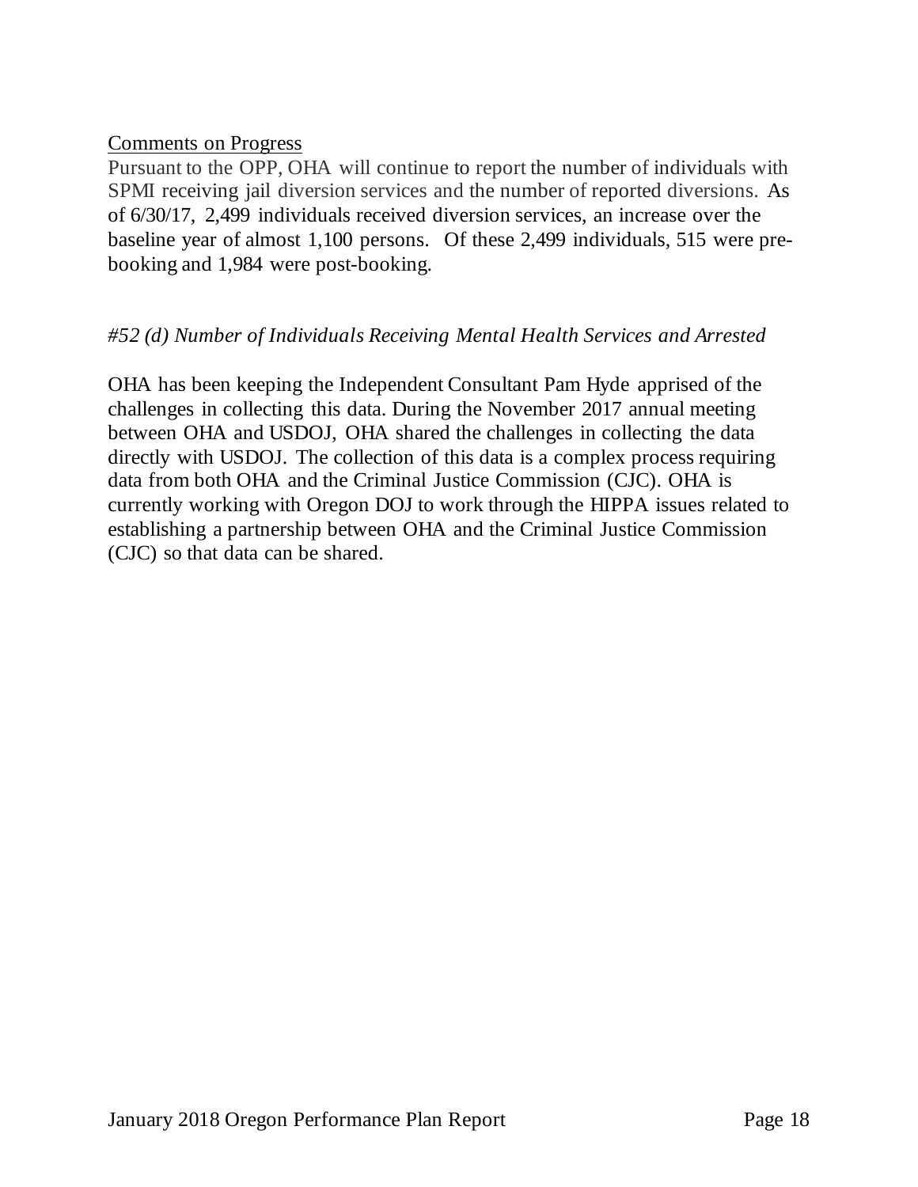Comments on Progress

Pursuant to the OPP, OHA will continue to report the number of individuals with SPMI receiving jail diversion services and the number of reported diversions. As of 6/30/17, 2,499 individuals received diversion services, an increase over the baseline year of almost 1,100 persons. Of these 2,499 individuals, 515 were pre-booking and 1,984 were post-booking.

*#52 (d) Number of Individuals Receiving Mental Health Services and Arrested*

OHA has been keeping the Independent Consultant Pam Hyde apprised of the challenges in collecting this data. During the November 2017 annual meeting between OHA and USDOJ, OHA shared the challenges in collecting the data directly with USDOJ. The collection of this data is a complex process requiring data from both OHA and the Criminal Justice Commission (CJC). OHA is currently working with Oregon DOJ to work through the HIPPA issues related to establishing a partnership between OHA and the Criminal Justice Commission (CJC) so that data can be shared.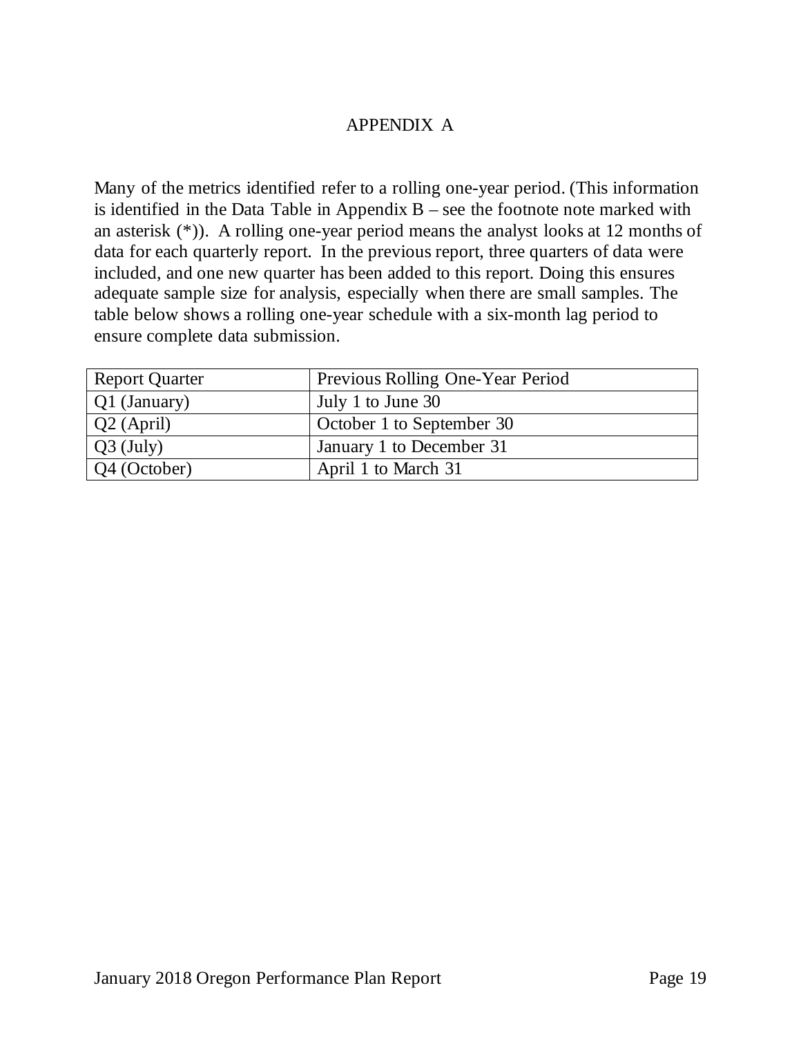# APPENDIX A

Many of the metrics identified refer to a rolling one-year period. (This information is identified in the Data Table in Appendix B – see the footnote note marked with an asterisk (*)). A rolling one-year period means the analyst looks at 12 months of data for each quarterly report. In the previous report, three quarters of data were included, and one new quarter has been added to this report. Doing this ensures adequate sample size for analysis, especially when there are small samples. The table below shows a rolling one-year schedule with a six-month lag period to ensure complete data submission.

| Report Quarter | Previous Rolling One-Year Period |
|---|---|
| Q1 (January) | July 1 to June 30 |
| Q2 (April) | October 1 to September 30 |
| Q3 (July) | January 1 to December 31 |
| Q4 (October) | April 1 to March 31 |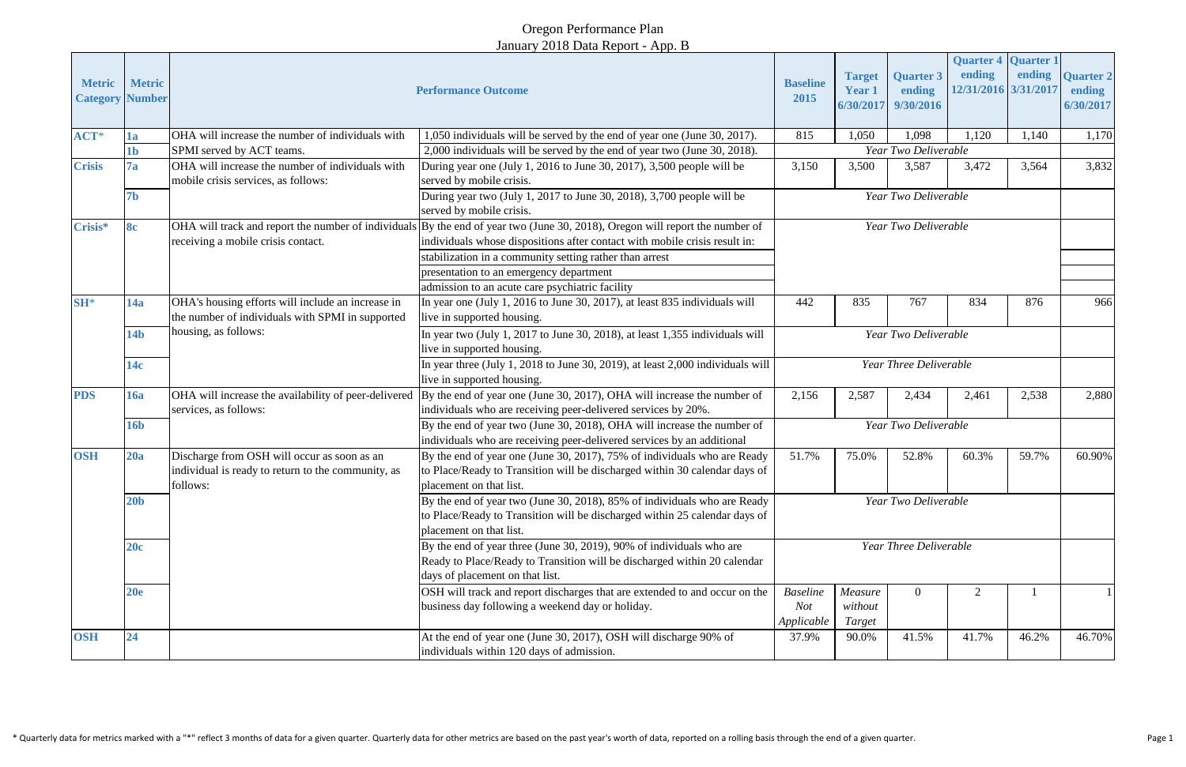# Oregon Performance Plan

## January 2018 Data Report - App. B

| Metric Category | Metric Number | Performance Outcome | | Baseline 2015 | Target Year 1 6/30/2017 | Quarter 3 ending 9/30/2016 | Quarter 4 ending 12/31/2016 | Quarter 1 ending 3/31/2017 | Quarter 2 ending 6/30/2017 |
|---|---|---|---|---|---|---|---|---|---|
| ACT* | 1a | OHA will increase the number of individuals with SPMI served by ACT teams. | 1,050 individuals will be served by the end of year one (June 30, 2017). | 815 | 1,050 | 1,098 | 1,120 | 1,140 | 1,170 |
| | 1b | | 2,000 individuals will be served by the end of year two (June 30, 2018). | *Year Two Deliverable* | | | | | |
| Crisis | 7a | OHA will increase the number of individuals with mobile crisis services, as follows: | During year one (July 1, 2016 to June 30, 2017), 3,500 people will be served by mobile crisis. | 3,150 | 3,500 | 3,587 | 3,472 | 3,564 | 3,832 |
| | 7b | | During year two (July 1, 2017 to June 30, 2018), 3,700 people will be served by mobile crisis. | *Year Two Deliverable* | | | | | |
| Crisis* | 8c | OHA will track and report the number of individuals receiving a mobile crisis contact. | By the end of year two (June 30, 2018), Oregon will report the number of individuals whose dispositions after contact with mobile crisis result in: | *Year Two Deliverable* | | | | | |
| | | | stabilization in a community setting rather than arrest | | | | | | |
| | | | presentation to an emergency department | | | | | | |
| | | | admission to an acute care psychiatric facility | | | | | | |
| SH* | 14a | OHA's housing efforts will include an increase in the number of individuals with SPMI in supported housing, as follows: | In year one (July 1, 2016 to June 30, 2017), at least 835 individuals will live in supported housing. | 442 | 835 | 767 | 834 | 876 | 966 |
| | 14b | | In year two (July 1, 2017 to June 30, 2018), at least 1,355 individuals will live in supported housing. | *Year Two Deliverable* | | | | | |
| | 14c | | In year three (July 1, 2018 to June 30, 2019), at least 2,000 individuals will live in supported housing. | *Year Three Deliverable* | | | | | |
| PDS | 16a | OHA will increase the availability of peer-delivered services, as follows: | By the end of year one (June 30, 2017), OHA will increase the number of individuals who are receiving peer-delivered services by 20%. | 2,156 | 2,587 | 2,434 | 2,461 | 2,538 | 2,880 |
| | 16b | | By the end of year two (June 30, 2018), OHA will increase the number of individuals who are receiving peer-delivered services by an additional | *Year Two Deliverable* | | | | | |
| OSH | 20a | Discharge from OSH will occur as soon as an individual is ready to return to the community, as follows: | By the end of year one (June 30, 2017), 75% of individuals who are Ready to Place/Ready to Transition will be discharged within 30 calendar days of placement on that list. | 51.7% | 75.0% | 52.8% | 60.3% | 59.7% | 60.90% |
| | 20b | | By the end of year two (June 30, 2018), 85% of individuals who are Ready to Place/Ready to Transition will be discharged within 25 calendar days of placement on that list. | *Year Two Deliverable* | | | | | |
| | 20c | | By the end of year three (June 30, 2019), 90% of individuals who are Ready to Place/Ready to Transition will be discharged within 20 calendar days of placement on that list. | *Year Three Deliverable* | | | | | |
| | 20e | | OSH will track and report discharges that are extended to and occur on the business day following a weekend day or holiday. | *Baseline Not Applicable* | *Measure without Target* | 0 | 2 | 1 | 1 |
| OSH | 24 | | At the end of year one (June 30, 2017), OSH will discharge 90% of individuals within 120 days of admission. | 37.9% | 90.0% | 41.5% | 41.7% | 46.2% | 46.70% |

* Quarterly data for metrics marked with a "*" reflect 3 months of data for a given quarter. Quarterly data for other metrics are based on the past year's worth of data, reported on a rolling basis through the end of a given quarter.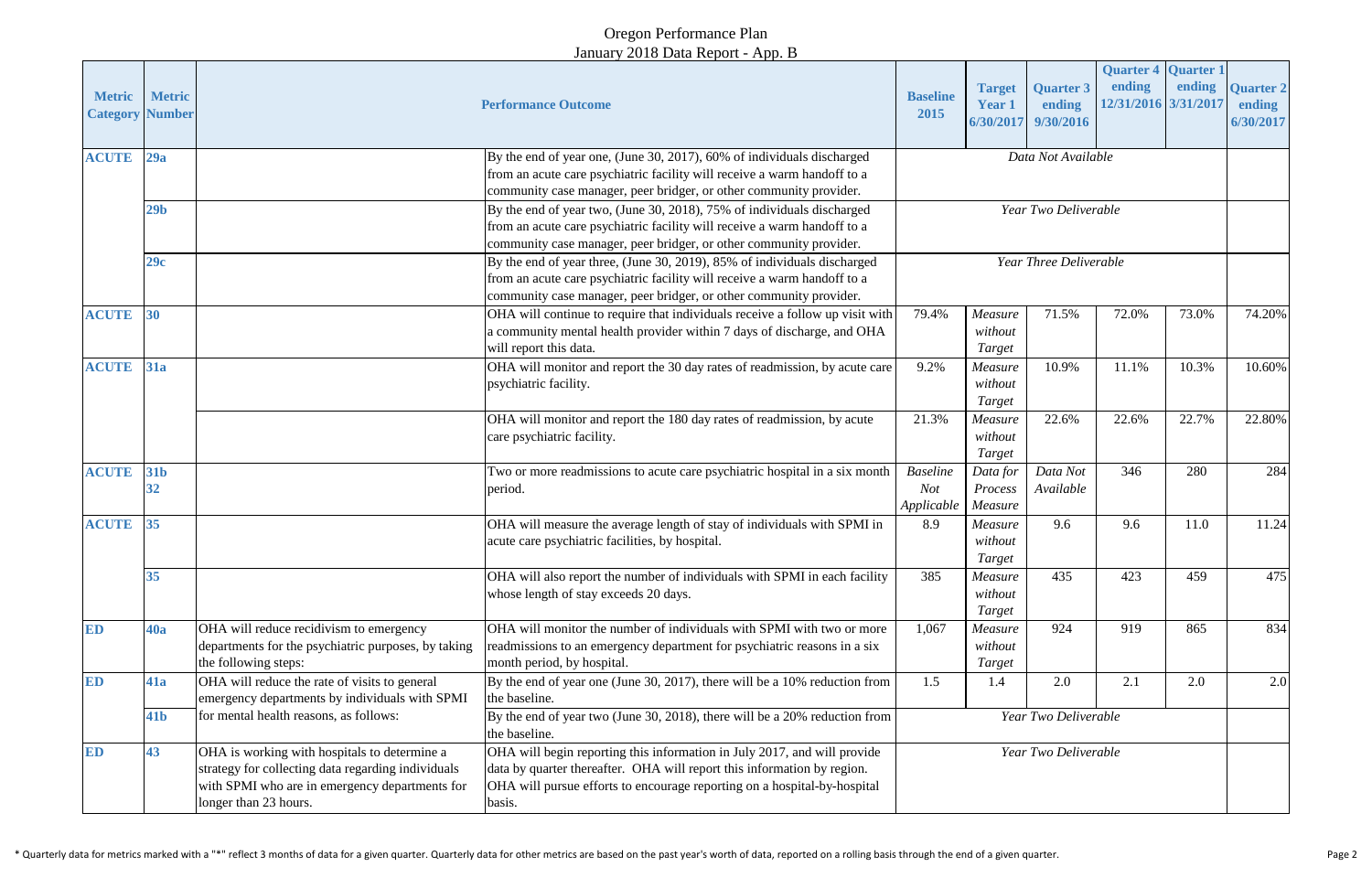# Oregon Performance Plan
## January 2018 Data Report - App. B

| Metric Category | Metric Number | Performance Outcome | | Baseline 2015 | Target Year 1 6/30/2017 | Quarter 3 ending 9/30/2016 | Quarter 4 ending 12/31/2016 | Quarter 1 ending 3/31/2017 | Quarter 2 ending 6/30/2017 |
|---|---|---|---|---|---|---|---|---|---|
| **ACUTE** | **29a** | | By the end of year one, (June 30, 2017), 60% of individuals discharged from an acute care psychiatric facility will receive a warm handoff to a community case manager, peer bridger, or other community provider. | *Data Not Available* | | | | | |
| | **29b** | | By the end of year two, (June 30, 2018), 75% of individuals discharged from an acute care psychiatric facility will receive a warm handoff to a community case manager, peer bridger, or other community provider. | *Year Two Deliverable* | | | | | |
| | **29c** | | By the end of year three, (June 30, 2019), 85% of individuals discharged from an acute care psychiatric facility will receive a warm handoff to a community case manager, peer bridger, or other community provider. | *Year Three Deliverable* | | | | | |
| **ACUTE** | **30** | | OHA will continue to require that individuals receive a follow up visit with a community mental health provider within 7 days of discharge, and OHA will report this data. | 79.4% | *Measure without Target* | 71.5% | 72.0% | 73.0% | 74.20% |
| **ACUTE** | **31a** | | OHA will monitor and report the 30 day rates of readmission, by acute care psychiatric facility. | 9.2% | *Measure without Target* | 10.9% | 11.1% | 10.3% | 10.60% |
| | | | OHA will monitor and report the 180 day rates of readmission, by acute care psychiatric facility. | 21.3% | *Measure without Target* | 22.6% | 22.6% | 22.7% | 22.80% |
| **ACUTE** | **31b 32** | | Two or more readmissions to acute care psychiatric hospital in a six month period. | *Baseline Not Applicable* | *Data for Process Measure* | *Data Not Available* | 346 | 280 | 284 |
| **ACUTE** | **35** | | OHA will measure the average length of stay of individuals with SPMI in acute care psychiatric facilities, by hospital. | 8.9 | *Measure without Target* | 9.6 | 9.6 | 11.0 | 11.24 |
| | **35** | | OHA will also report the number of individuals with SPMI in each facility whose length of stay exceeds 20 days. | 385 | *Measure without Target* | 435 | 423 | 459 | 475 |
| **ED** | **40a** | OHA will reduce recidivism to emergency departments for the psychiatric purposes, by taking the following steps: | OHA will monitor the number of individuals with SPMI with two or more readmissions to an emergency department for psychiatric reasons in a six month period, by hospital. | 1,067 | *Measure without Target* | 924 | 919 | 865 | 834 |
| **ED** | **41a** | OHA will reduce the rate of visits to general emergency departments by individuals with SPMI for mental health reasons, as follows: | By the end of year one (June 30, 2017), there will be a 10% reduction from the baseline. | 1.5 | 1.4 | 2.0 | 2.1 | 2.0 | 2.0 |
| | **41b** | | By the end of year two (June 30, 2018), there will be a 20% reduction from the baseline. | *Year Two Deliverable* | | | | | |
| **ED** | **43** | OHA is working with hospitals to determine a strategy for collecting data regarding individuals with SPMI who are in emergency departments for longer than 23 hours. | OHA will begin reporting this information in July 2017, and will provide data by quarter thereafter. OHA will report this information by region. OHA will pursue efforts to encourage reporting on a hospital-by-hospital basis. | *Year Two Deliverable* | | | | | |

\* Quarterly data for metrics marked with a "*" reflect 3 months of data for a given quarter. Quarterly data for other metrics are based on the past year's worth of data, reported on a rolling basis through the end of a given quarter.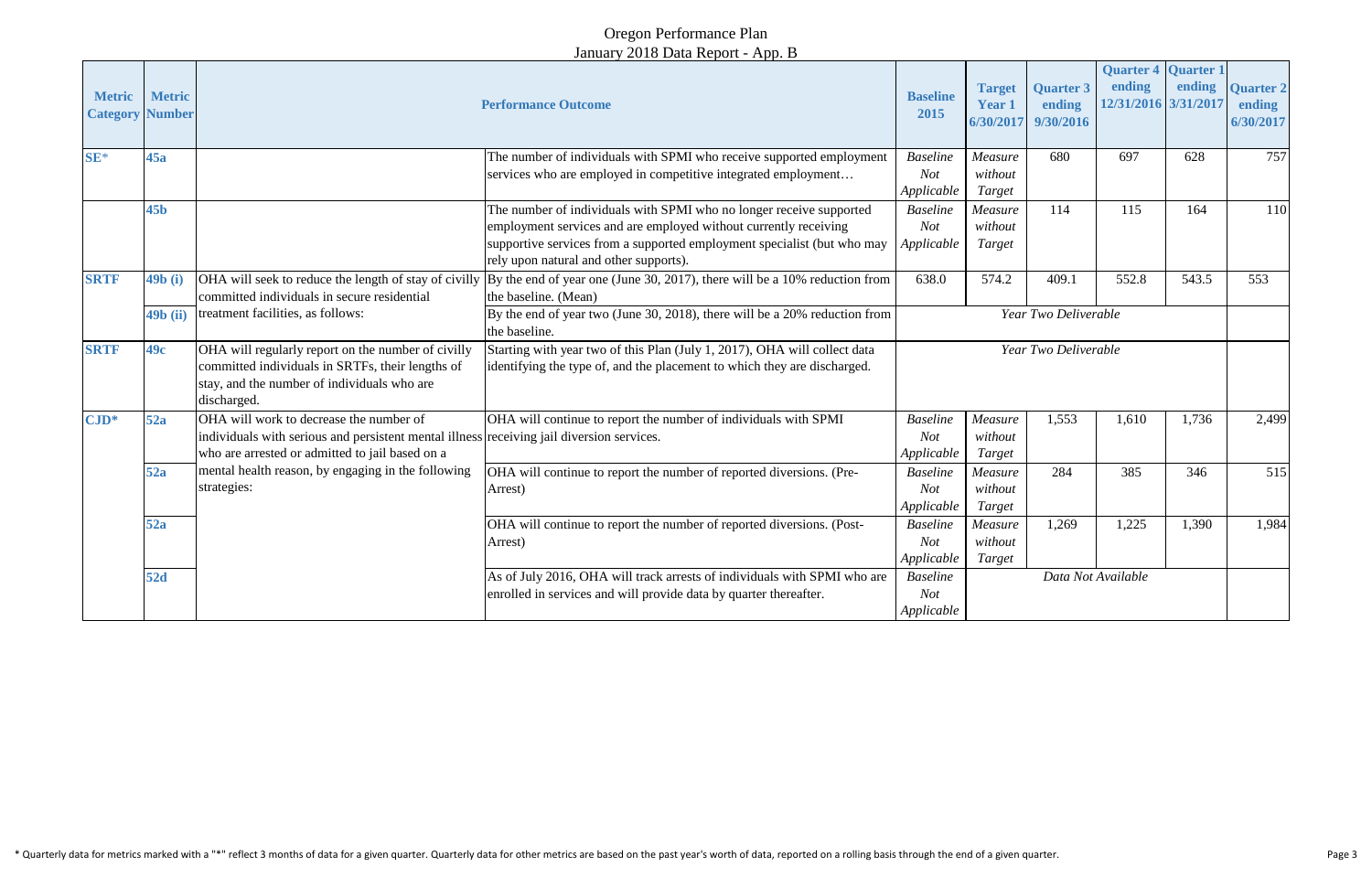# Oregon Performance Plan

## January 2018 Data Report - App. B

| Metric Category | Metric Number | Performance Outcome | | Baseline 2015 | Target Year 1 6/30/2017 | Quarter 3 ending 9/30/2016 | Quarter 4 ending 12/31/2016 | Quarter 1 ending 3/31/2017 | Quarter 2 ending 6/30/2017 |
|---|---|---|---|---|---|---|---|---|---|
| SE* | 45a | | The number of individuals with SPMI who receive supported employment services who are employed in competitive integrated employment… | *Baseline Not Applicable* | *Measure without Target* | 680 | 697 | 628 | 757 |
| | 45b | | The number of individuals with SPMI who no longer receive supported employment services and are employed without currently receiving supportive services from a supported employment specialist (but who may rely upon natural and other supports). | *Baseline Not Applicable* | *Measure without Target* | 114 | 115 | 164 | 110 |
| SRTF | 49b (i) | OHA will seek to reduce the length of stay of civilly committed individuals in secure residential treatment facilities, as follows: | By the end of year one (June 30, 2017), there will be a 10% reduction from the baseline. (Mean) | 638.0 | 574.2 | 409.1 | 552.8 | 543.5 | 553 |
| | 49b (ii) | | By the end of year two (June 30, 2018), there will be a 20% reduction from the baseline. | *Year Two Deliverable* | | | | | |
| SRTF | 49c | OHA will regularly report on the number of civilly committed individuals in SRTFs, their lengths of stay, and the number of individuals who are discharged. | Starting with year two of this Plan (July 1, 2017), OHA will collect data identifying the type of, and the placement to which they are discharged. | *Year Two Deliverable* | | | | | |
| CJD* | 52a | OHA will work to decrease the number of individuals with serious and persistent mental illness who are arrested or admitted to jail based on a mental health reason, by engaging in the following strategies: | OHA will continue to report the number of individuals with SPMI receiving jail diversion services. | *Baseline Not Applicable* | *Measure without Target* | 1,553 | 1,610 | 1,736 | 2,499 |
| | 52a | | OHA will continue to report the number of reported diversions. (Pre-Arrest) | *Baseline Not Applicable* | *Measure without Target* | 284 | 385 | 346 | 515 |
| | 52a | | OHA will continue to report the number of reported diversions. (Post-Arrest) | *Baseline Not Applicable* | *Measure without Target* | 1,269 | 1,225 | 1,390 | 1,984 |
| | 52d | | As of July 2016, OHA will track arrests of individuals with SPMI who are enrolled in services and will provide data by quarter thereafter. | *Baseline Not Applicable* | *Data Not Available* | | | | |

* Quarterly data for metrics marked with a "*" reflect 3 months of data for a given quarter. Quarterly data for other metrics are based on the past year's worth of data, reported on a rolling basis through the end of a given quarter.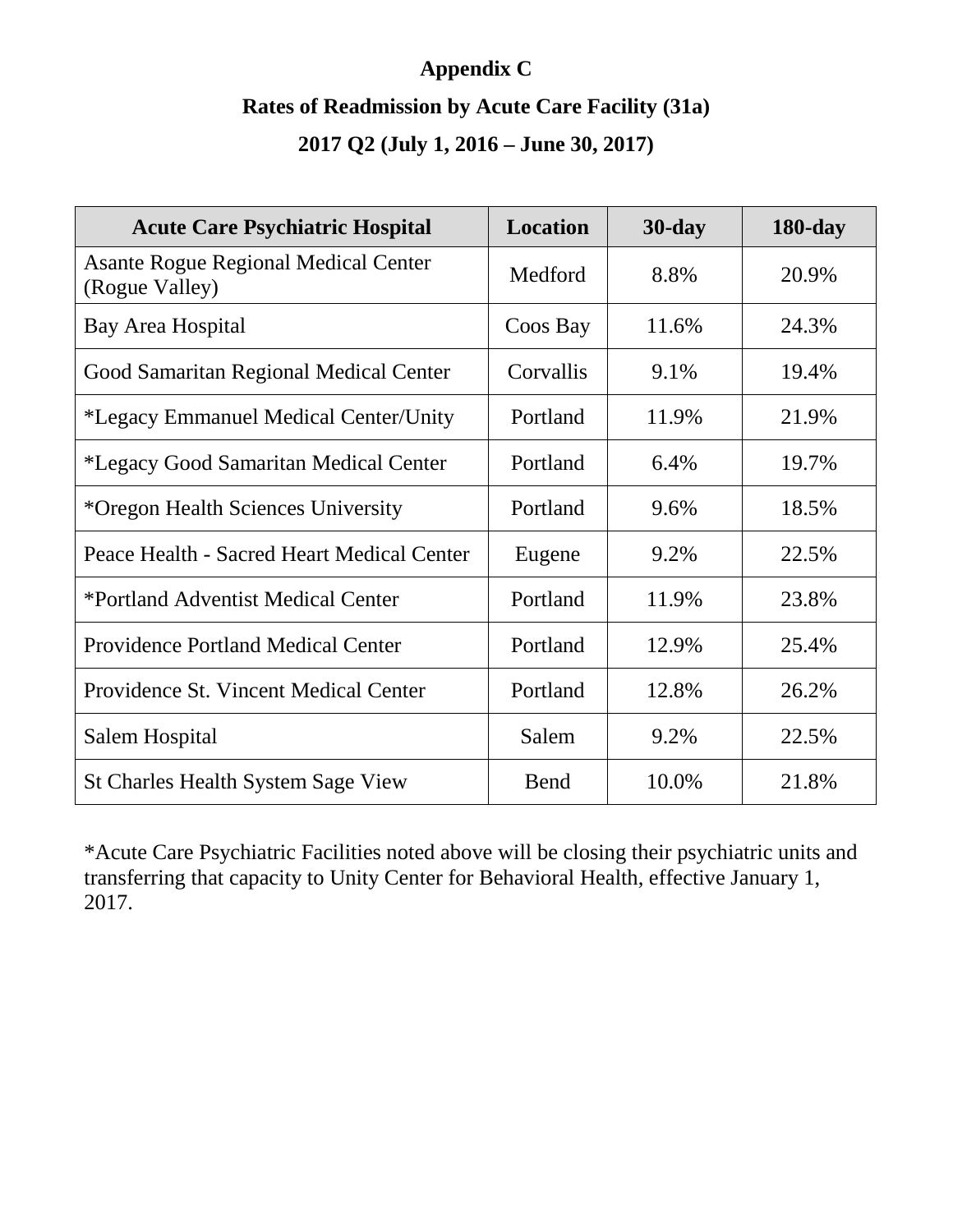**Appendix C**

**Rates of Readmission by Acute Care Facility (31a)**

**2017 Q2 (July 1, 2016 – June 30, 2017)**

| Acute Care Psychiatric Hospital | Location | 30-day | 180-day |
|---|---|---|---|
| Asante Rogue Regional Medical Center (Rogue Valley) | Medford | 8.8% | 20.9% |
| Bay Area Hospital | Coos Bay | 11.6% | 24.3% |
| Good Samaritan Regional Medical Center | Corvallis | 9.1% | 19.4% |
| *Legacy Emmanuel Medical Center/Unity | Portland | 11.9% | 21.9% |
| *Legacy Good Samaritan Medical Center | Portland | 6.4% | 19.7% |
| *Oregon Health Sciences University | Portland | 9.6% | 18.5% |
| Peace Health - Sacred Heart Medical Center | Eugene | 9.2% | 22.5% |
| *Portland Adventist Medical Center | Portland | 11.9% | 23.8% |
| Providence Portland Medical Center | Portland | 12.9% | 25.4% |
| Providence St. Vincent Medical Center | Portland | 12.8% | 26.2% |
| Salem Hospital | Salem | 9.2% | 22.5% |
| St Charles Health System Sage View | Bend | 10.0% | 21.8% |

*Acute Care Psychiatric Facilities noted above will be closing their psychiatric units and transferring that capacity to Unity Center for Behavioral Health, effective January 1, 2017.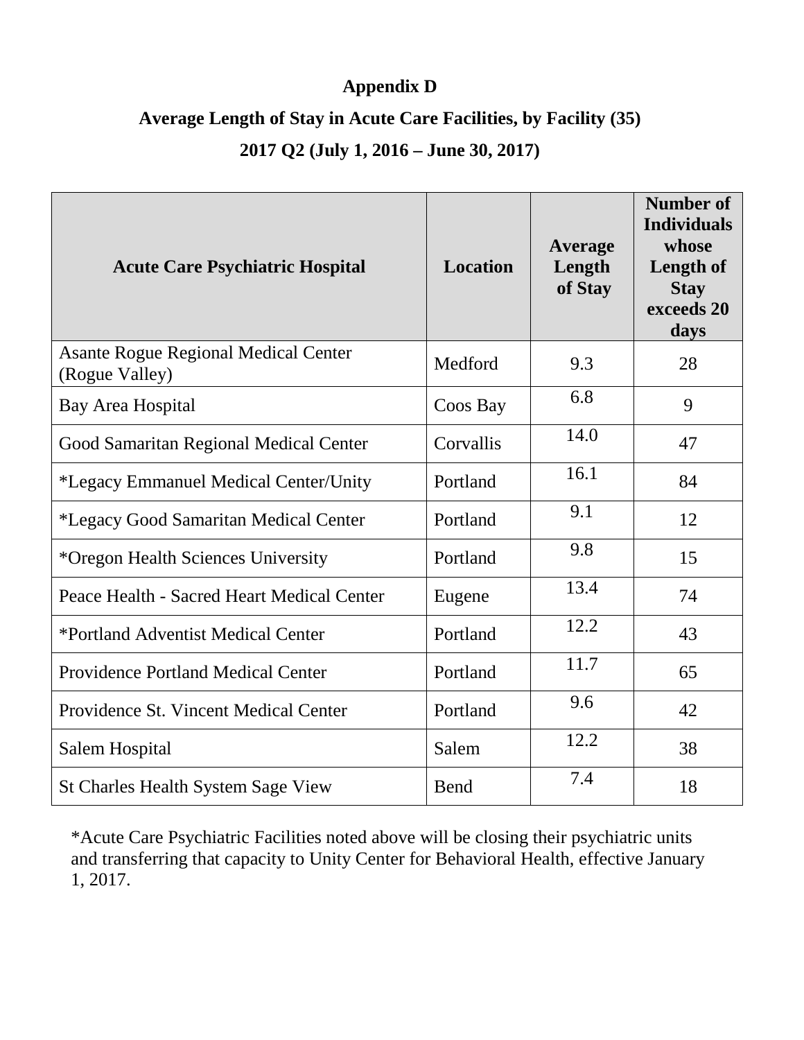**Appendix D**

**Average Length of Stay in Acute Care Facilities, by Facility (35)**

**2017 Q2 (July 1, 2016 – June 30, 2017)**

| Acute Care Psychiatric Hospital | Location | Average Length of Stay | Number of Individuals whose Length of Stay exceeds 20 days |
|---|---|---|---|
| Asante Rogue Regional Medical Center (Rogue Valley) | Medford | 9.3 | 28 |
| Bay Area Hospital | Coos Bay | 6.8 | 9 |
| Good Samaritan Regional Medical Center | Corvallis | 14.0 | 47 |
| *Legacy Emmanuel Medical Center/Unity | Portland | 16.1 | 84 |
| *Legacy Good Samaritan Medical Center | Portland | 9.1 | 12 |
| *Oregon Health Sciences University | Portland | 9.8 | 15 |
| Peace Health - Sacred Heart Medical Center | Eugene | 13.4 | 74 |
| *Portland Adventist Medical Center | Portland | 12.2 | 43 |
| Providence Portland Medical Center | Portland | 11.7 | 65 |
| Providence St. Vincent Medical Center | Portland | 9.6 | 42 |
| Salem Hospital | Salem | 12.2 | 38 |
| St Charles Health System Sage View | Bend | 7.4 | 18 |

*Acute Care Psychiatric Facilities noted above will be closing their psychiatric units and transferring that capacity to Unity Center for Behavioral Health, effective January 1, 2017.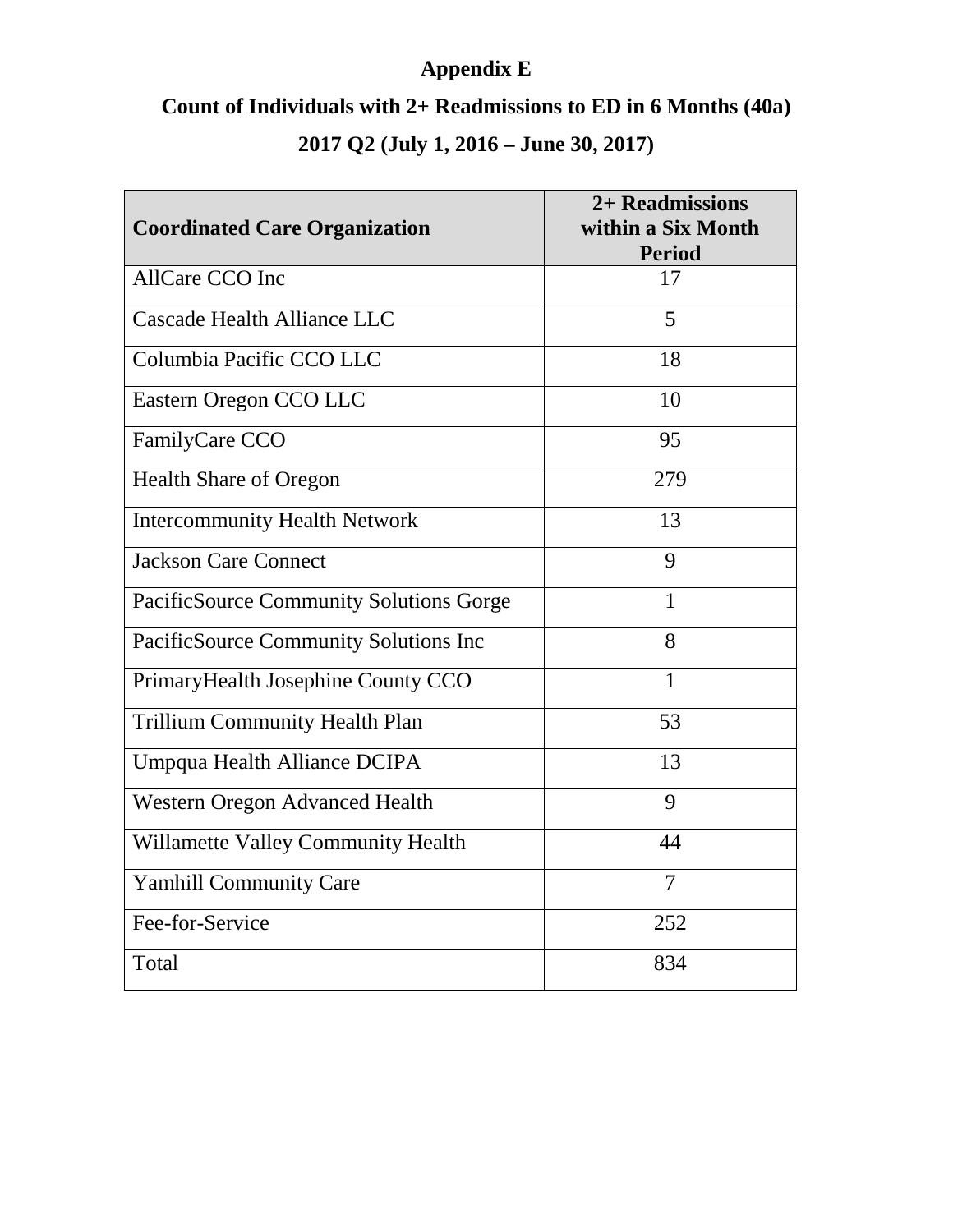# Appendix E

## Count of Individuals with 2+ Readmissions to ED in 6 Months (40a)

## 2017 Q2 (July 1, 2016 – June 30, 2017)

| Coordinated Care Organization | 2+ Readmissions within a Six Month Period |
|---|---|
| AllCare CCO Inc | 17 |
| Cascade Health Alliance LLC | 5 |
| Columbia Pacific CCO LLC | 18 |
| Eastern Oregon CCO LLC | 10 |
| FamilyCare CCO | 95 |
| Health Share of Oregon | 279 |
| Intercommunity Health Network | 13 |
| Jackson Care Connect | 9 |
| PacificSource Community Solutions Gorge | 1 |
| PacificSource Community Solutions Inc | 8 |
| PrimaryHealth Josephine County CCO | 1 |
| Trillium Community Health Plan | 53 |
| Umpqua Health Alliance DCIPA | 13 |
| Western Oregon Advanced Health | 9 |
| Willamette Valley Community Health | 44 |
| Yamhill Community Care | 7 |
| Fee-for-Service | 252 |
| Total | 834 |